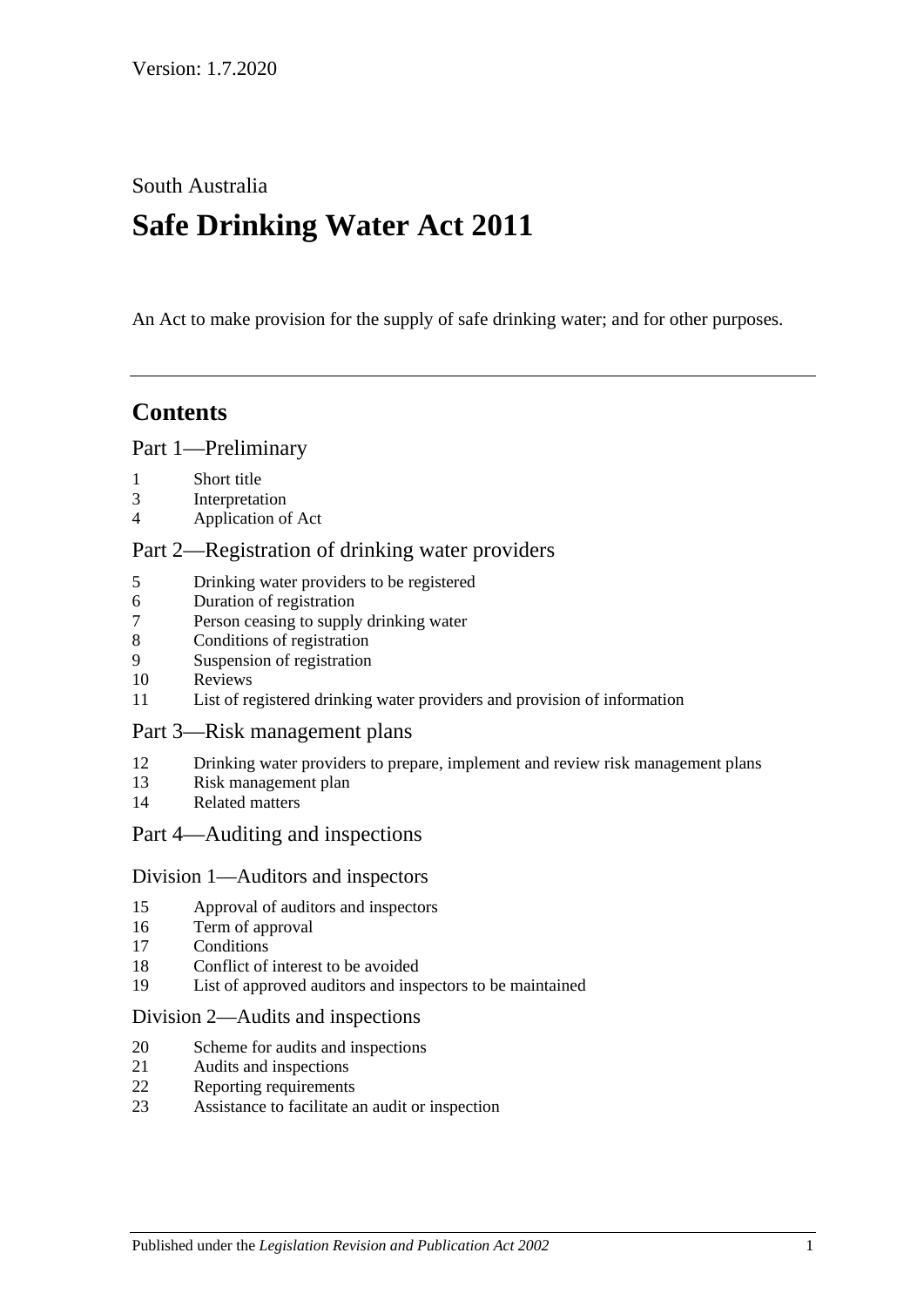Version: 1.7.2020

South Australia

# Safe Drinking Water Act 2011

An Act to make provision for the supply of safe drinking water; and for other purposes.

---

## Contents

### Part 1—Preliminary

1 Short title
3 Interpretation
4 Application of Act

### Part 2—Registration of drinking water providers

5 Drinking water providers to be registered
6 Duration of registration
7 Person ceasing to supply drinking water
8 Conditions of registration
9 Suspension of registration
10 Reviews
11 List of registered drinking water providers and provision of information

### Part 3—Risk management plans

12 Drinking water providers to prepare, implement and review risk management plans
13 Risk management plan
14 Related matters

### Part 4—Auditing and inspections

#### Division 1—Auditors and inspectors

15 Approval of auditors and inspectors
16 Term of approval
17 Conditions
18 Conflict of interest to be avoided
19 List of approved auditors and inspectors to be maintained

#### Division 2—Audits and inspections

20 Scheme for audits and inspections
21 Audits and inspections
22 Reporting requirements
23 Assistance to facilitate an audit or inspection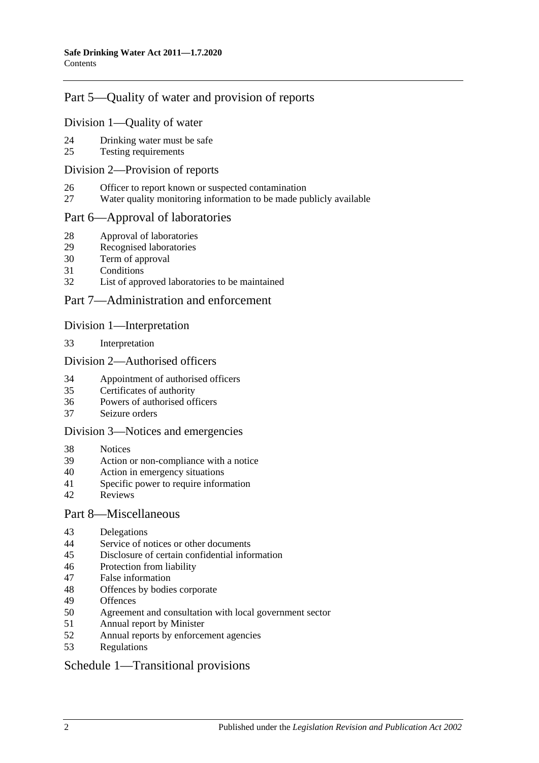## Part 5—Quality of water and provision of reports

### Division 1—Quality of water

24 Drinking water must be safe
25 Testing requirements

### Division 2—Provision of reports

26 Officer to report known or suspected contamination
27 Water quality monitoring information to be made publicly available

## Part 6—Approval of laboratories

28 Approval of laboratories
29 Recognised laboratories
30 Term of approval
31 Conditions
32 List of approved laboratories to be maintained

## Part 7—Administration and enforcement

### Division 1—Interpretation

33 Interpretation

### Division 2—Authorised officers

34 Appointment of authorised officers
35 Certificates of authority
36 Powers of authorised officers
37 Seizure orders

### Division 3—Notices and emergencies

38 Notices
39 Action or non-compliance with a notice
40 Action in emergency situations
41 Specific power to require information
42 Reviews

## Part 8—Miscellaneous

43 Delegations
44 Service of notices or other documents
45 Disclosure of certain confidential information
46 Protection from liability
47 False information
48 Offences by bodies corporate
49 Offences
50 Agreement and consultation with local government sector
51 Annual report by Minister
52 Annual reports by enforcement agencies
53 Regulations

## Schedule 1—Transitional provisions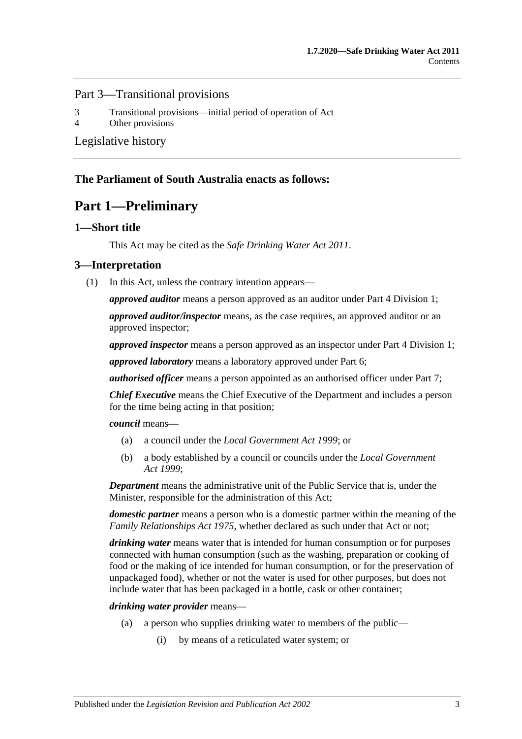## Part 3—Transitional provisions

3 Transitional provisions—initial period of operation of Act

4 Other provisions

Legislative history

**The Parliament of South Australia enacts as follows:**

# Part 1—Preliminary

### 1—Short title

This Act may be cited as the *Safe Drinking Water Act 2011*.

### 3—Interpretation

(1) In this Act, unless the contrary intention appears—

***approved auditor*** means a person approved as an auditor under Part 4 Division 1;

***approved auditor/inspector*** means, as the case requires, an approved auditor or an approved inspector;

***approved inspector*** means a person approved as an inspector under Part 4 Division 1;

***approved laboratory*** means a laboratory approved under Part 6;

***authorised officer*** means a person appointed as an authorised officer under Part 7;

***Chief Executive*** means the Chief Executive of the Department and includes a person for the time being acting in that position;

***council*** means—

(a) a council under the *Local Government Act 1999*; or

(b) a body established by a council or councils under the *Local Government Act 1999*;

***Department*** means the administrative unit of the Public Service that is, under the Minister, responsible for the administration of this Act;

***domestic partner*** means a person who is a domestic partner within the meaning of the *Family Relationships Act 1975*, whether declared as such under that Act or not;

***drinking water*** means water that is intended for human consumption or for purposes connected with human consumption (such as the washing, preparation or cooking of food or the making of ice intended for human consumption, or for the preservation of unpackaged food), whether or not the water is used for other purposes, but does not include water that has been packaged in a bottle, cask or other container;

***drinking water provider*** means—

(a) a person who supplies drinking water to members of the public—

(i) by means of a reticulated water system; or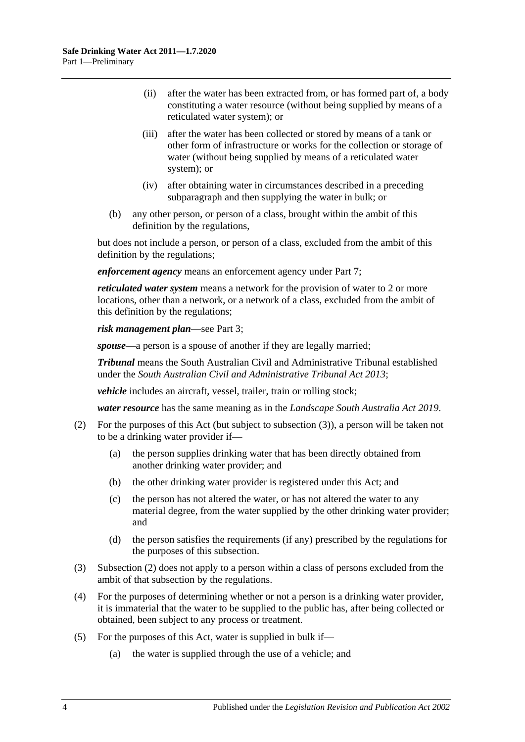(ii) after the water has been extracted from, or has formed part of, a body constituting a water resource (without being supplied by means of a reticulated water system); or

(iii) after the water has been collected or stored by means of a tank or other form of infrastructure or works for the collection or storage of water (without being supplied by means of a reticulated water system); or

(iv) after obtaining water in circumstances described in a preceding subparagraph and then supplying the water in bulk; or

(b) any other person, or person of a class, brought within the ambit of this definition by the regulations,

but does not include a person, or person of a class, excluded from the ambit of this definition by the regulations;

***enforcement agency*** means an enforcement agency under Part 7;

***reticulated water system*** means a network for the provision of water to 2 or more locations, other than a network, or a network of a class, excluded from the ambit of this definition by the regulations;

***risk management plan***—see Part 3;

***spouse***—a person is a spouse of another if they are legally married;

***Tribunal*** means the South Australian Civil and Administrative Tribunal established under the *South Australian Civil and Administrative Tribunal Act 2013*;

***vehicle*** includes an aircraft, vessel, trailer, train or rolling stock;

***water resource*** has the same meaning as in the *Landscape South Australia Act 2019*.

(2) For the purposes of this Act (but subject to subsection (3)), a person will be taken not to be a drinking water provider if—

(a) the person supplies drinking water that has been directly obtained from another drinking water provider; and

(b) the other drinking water provider is registered under this Act; and

(c) the person has not altered the water, or has not altered the water to any material degree, from the water supplied by the other drinking water provider; and

(d) the person satisfies the requirements (if any) prescribed by the regulations for the purposes of this subsection.

(3) Subsection (2) does not apply to a person within a class of persons excluded from the ambit of that subsection by the regulations.

(4) For the purposes of determining whether or not a person is a drinking water provider, it is immaterial that the water to be supplied to the public has, after being collected or obtained, been subject to any process or treatment.

(5) For the purposes of this Act, water is supplied in bulk if—

(a) the water is supplied through the use of a vehicle; and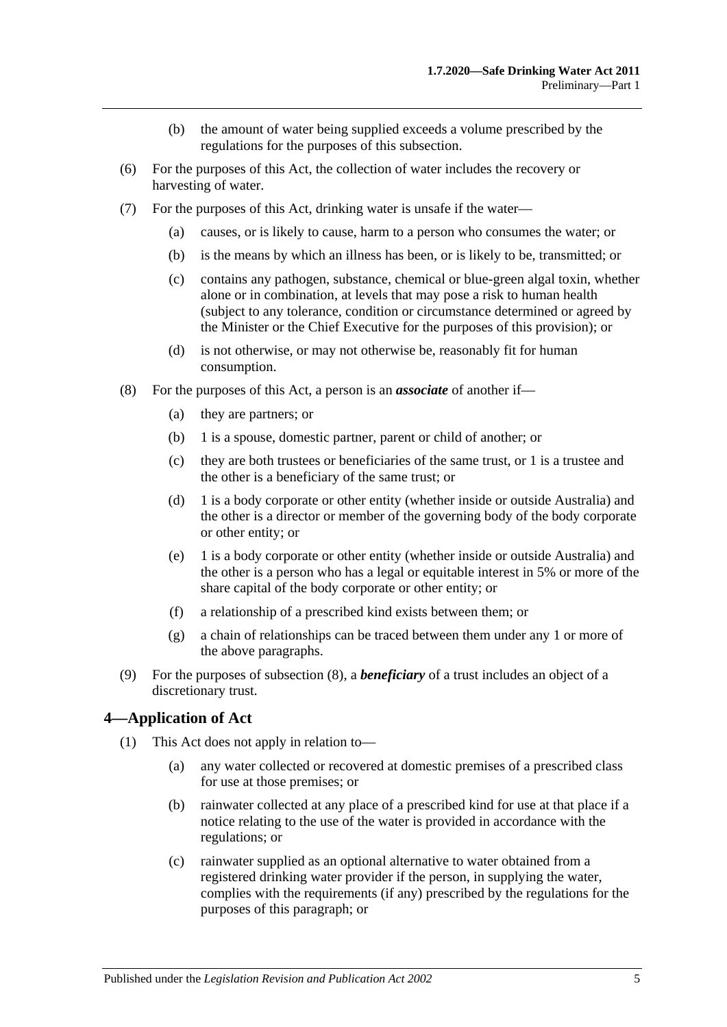(b) the amount of water being supplied exceeds a volume prescribed by the regulations for the purposes of this subsection.

(6) For the purposes of this Act, the collection of water includes the recovery or harvesting of water.

(7) For the purposes of this Act, drinking water is unsafe if the water—

(a) causes, or is likely to cause, harm to a person who consumes the water; or

(b) is the means by which an illness has been, or is likely to be, transmitted; or

(c) contains any pathogen, substance, chemical or blue-green algal toxin, whether alone or in combination, at levels that may pose a risk to human health (subject to any tolerance, condition or circumstance determined or agreed by the Minister or the Chief Executive for the purposes of this provision); or

(d) is not otherwise, or may not otherwise be, reasonably fit for human consumption.

(8) For the purposes of this Act, a person is an ***associate*** of another if—

(a) they are partners; or

(b) 1 is a spouse, domestic partner, parent or child of another; or

(c) they are both trustees or beneficiaries of the same trust, or 1 is a trustee and the other is a beneficiary of the same trust; or

(d) 1 is a body corporate or other entity (whether inside or outside Australia) and the other is a director or member of the governing body of the body corporate or other entity; or

(e) 1 is a body corporate or other entity (whether inside or outside Australia) and the other is a person who has a legal or equitable interest in 5% or more of the share capital of the body corporate or other entity; or

(f) a relationship of a prescribed kind exists between them; or

(g) a chain of relationships can be traced between them under any 1 or more of the above paragraphs.

(9) For the purposes of subsection (8), a ***beneficiary*** of a trust includes an object of a discretionary trust.

## 4—Application of Act

(1) This Act does not apply in relation to—

(a) any water collected or recovered at domestic premises of a prescribed class for use at those premises; or

(b) rainwater collected at any place of a prescribed kind for use at that place if a notice relating to the use of the water is provided in accordance with the regulations; or

(c) rainwater supplied as an optional alternative to water obtained from a registered drinking water provider if the person, in supplying the water, complies with the requirements (if any) prescribed by the regulations for the purposes of this paragraph; or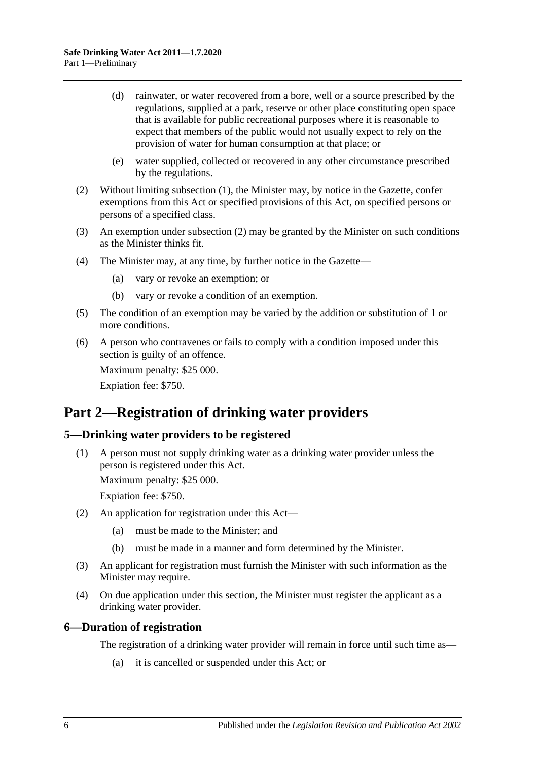(d) rainwater, or water recovered from a bore, well or a source prescribed by the regulations, supplied at a park, reserve or other place constituting open space that is available for public recreational purposes where it is reasonable to expect that members of the public would not usually expect to rely on the provision of water for human consumption at that place; or

(e) water supplied, collected or recovered in any other circumstance prescribed by the regulations.

(2) Without limiting subsection (1), the Minister may, by notice in the Gazette, confer exemptions from this Act or specified provisions of this Act, on specified persons or persons of a specified class.

(3) An exemption under subsection (2) may be granted by the Minister on such conditions as the Minister thinks fit.

(4) The Minister may, at any time, by further notice in the Gazette—

(a) vary or revoke an exemption; or

(b) vary or revoke a condition of an exemption.

(5) The condition of an exemption may be varied by the addition or substitution of 1 or more conditions.

(6) A person who contravenes or fails to comply with a condition imposed under this section is guilty of an offence.

Maximum penalty: $25 000.

Expiation fee: $750.

# Part 2—Registration of drinking water providers

## 5—Drinking water providers to be registered

(1) A person must not supply drinking water as a drinking water provider unless the person is registered under this Act.

Maximum penalty: $25 000.

Expiation fee: $750.

(2) An application for registration under this Act—

(a) must be made to the Minister; and

(b) must be made in a manner and form determined by the Minister.

(3) An applicant for registration must furnish the Minister with such information as the Minister may require.

(4) On due application under this section, the Minister must register the applicant as a drinking water provider.

## 6—Duration of registration

The registration of a drinking water provider will remain in force until such time as—

(a) it is cancelled or suspended under this Act; or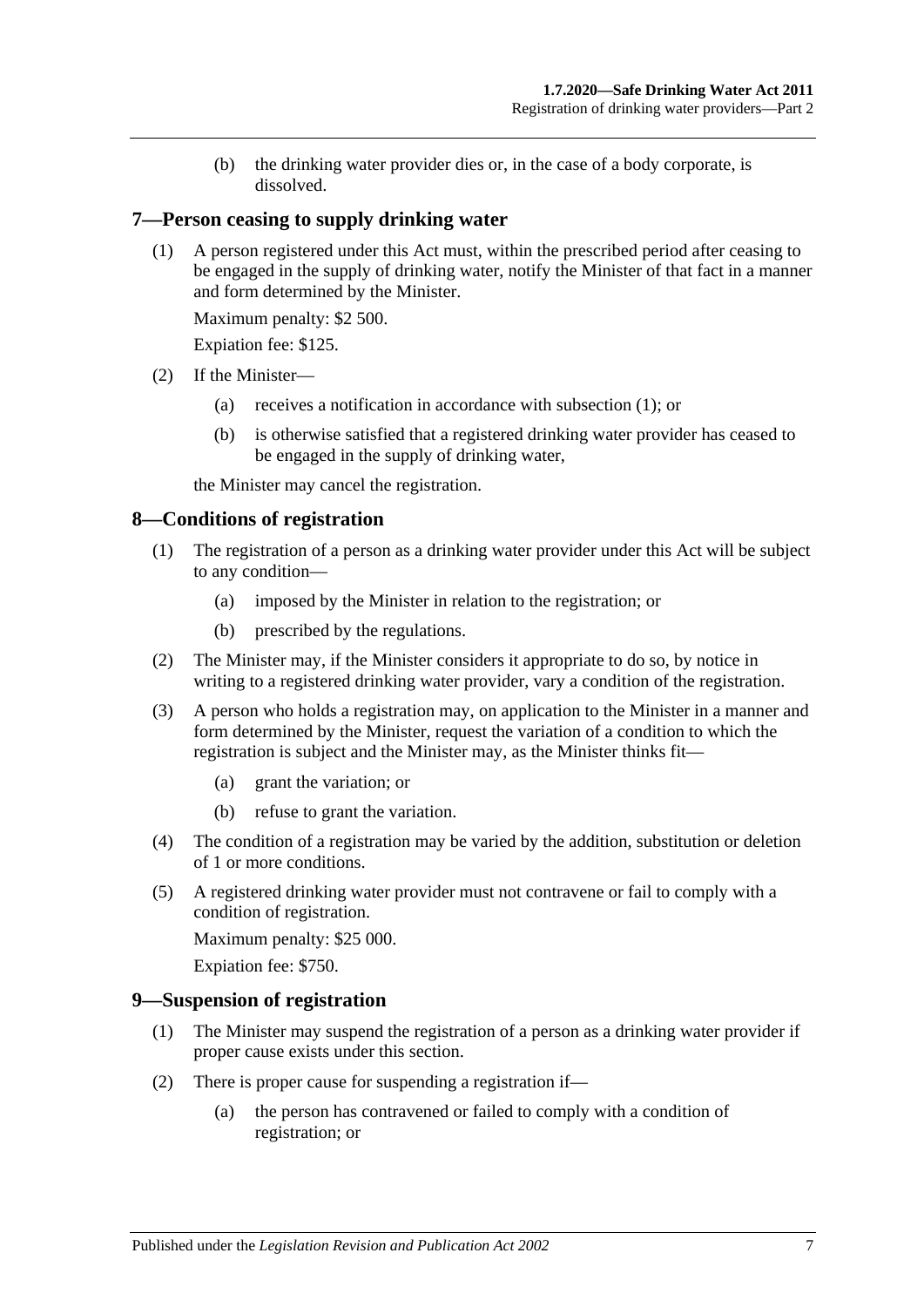(b) the drinking water provider dies or, in the case of a body corporate, is dissolved.

## 7—Person ceasing to supply drinking water

(1) A person registered under this Act must, within the prescribed period after ceasing to be engaged in the supply of drinking water, notify the Minister of that fact in a manner and form determined by the Minister.

Maximum penalty: $2 500.

Expiation fee: $125.

(2) If the Minister—

(a) receives a notification in accordance with subsection (1); or

(b) is otherwise satisfied that a registered drinking water provider has ceased to be engaged in the supply of drinking water,

the Minister may cancel the registration.

## 8—Conditions of registration

(1) The registration of a person as a drinking water provider under this Act will be subject to any condition—

(a) imposed by the Minister in relation to the registration; or

(b) prescribed by the regulations.

(2) The Minister may, if the Minister considers it appropriate to do so, by notice in writing to a registered drinking water provider, vary a condition of the registration.

(3) A person who holds a registration may, on application to the Minister in a manner and form determined by the Minister, request the variation of a condition to which the registration is subject and the Minister may, as the Minister thinks fit—

(a) grant the variation; or

(b) refuse to grant the variation.

(4) The condition of a registration may be varied by the addition, substitution or deletion of 1 or more conditions.

(5) A registered drinking water provider must not contravene or fail to comply with a condition of registration.

Maximum penalty: $25 000.

Expiation fee: $750.

## 9—Suspension of registration

(1) The Minister may suspend the registration of a person as a drinking water provider if proper cause exists under this section.

(2) There is proper cause for suspending a registration if—

(a) the person has contravened or failed to comply with a condition of registration; or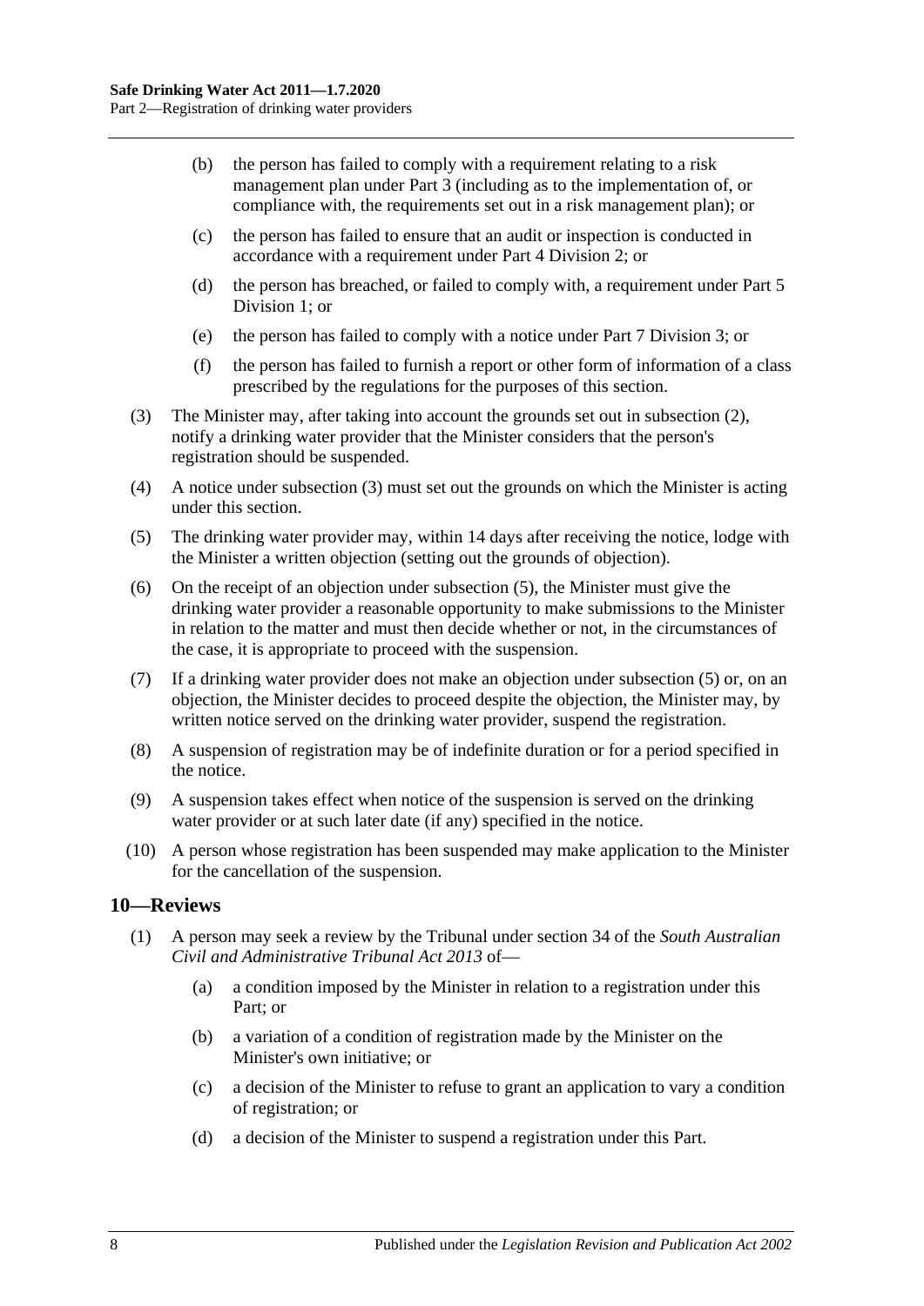(b) the person has failed to comply with a requirement relating to a risk management plan under Part 3 (including as to the implementation of, or compliance with, the requirements set out in a risk management plan); or

(c) the person has failed to ensure that an audit or inspection is conducted in accordance with a requirement under Part 4 Division 2; or

(d) the person has breached, or failed to comply with, a requirement under Part 5 Division 1; or

(e) the person has failed to comply with a notice under Part 7 Division 3; or

(f) the person has failed to furnish a report or other form of information of a class prescribed by the regulations for the purposes of this section.

(3) The Minister may, after taking into account the grounds set out in subsection (2), notify a drinking water provider that the Minister considers that the person's registration should be suspended.

(4) A notice under subsection (3) must set out the grounds on which the Minister is acting under this section.

(5) The drinking water provider may, within 14 days after receiving the notice, lodge with the Minister a written objection (setting out the grounds of objection).

(6) On the receipt of an objection under subsection (5), the Minister must give the drinking water provider a reasonable opportunity to make submissions to the Minister in relation to the matter and must then decide whether or not, in the circumstances of the case, it is appropriate to proceed with the suspension.

(7) If a drinking water provider does not make an objection under subsection (5) or, on an objection, the Minister decides to proceed despite the objection, the Minister may, by written notice served on the drinking water provider, suspend the registration.

(8) A suspension of registration may be of indefinite duration or for a period specified in the notice.

(9) A suspension takes effect when notice of the suspension is served on the drinking water provider or at such later date (if any) specified in the notice.

(10) A person whose registration has been suspended may make application to the Minister for the cancellation of the suspension.

## 10—Reviews

(1) A person may seek a review by the Tribunal under section 34 of the *South Australian Civil and Administrative Tribunal Act 2013* of—

(a) a condition imposed by the Minister in relation to a registration under this Part; or

(b) a variation of a condition of registration made by the Minister on the Minister's own initiative; or

(c) a decision of the Minister to refuse to grant an application to vary a condition of registration; or

(d) a decision of the Minister to suspend a registration under this Part.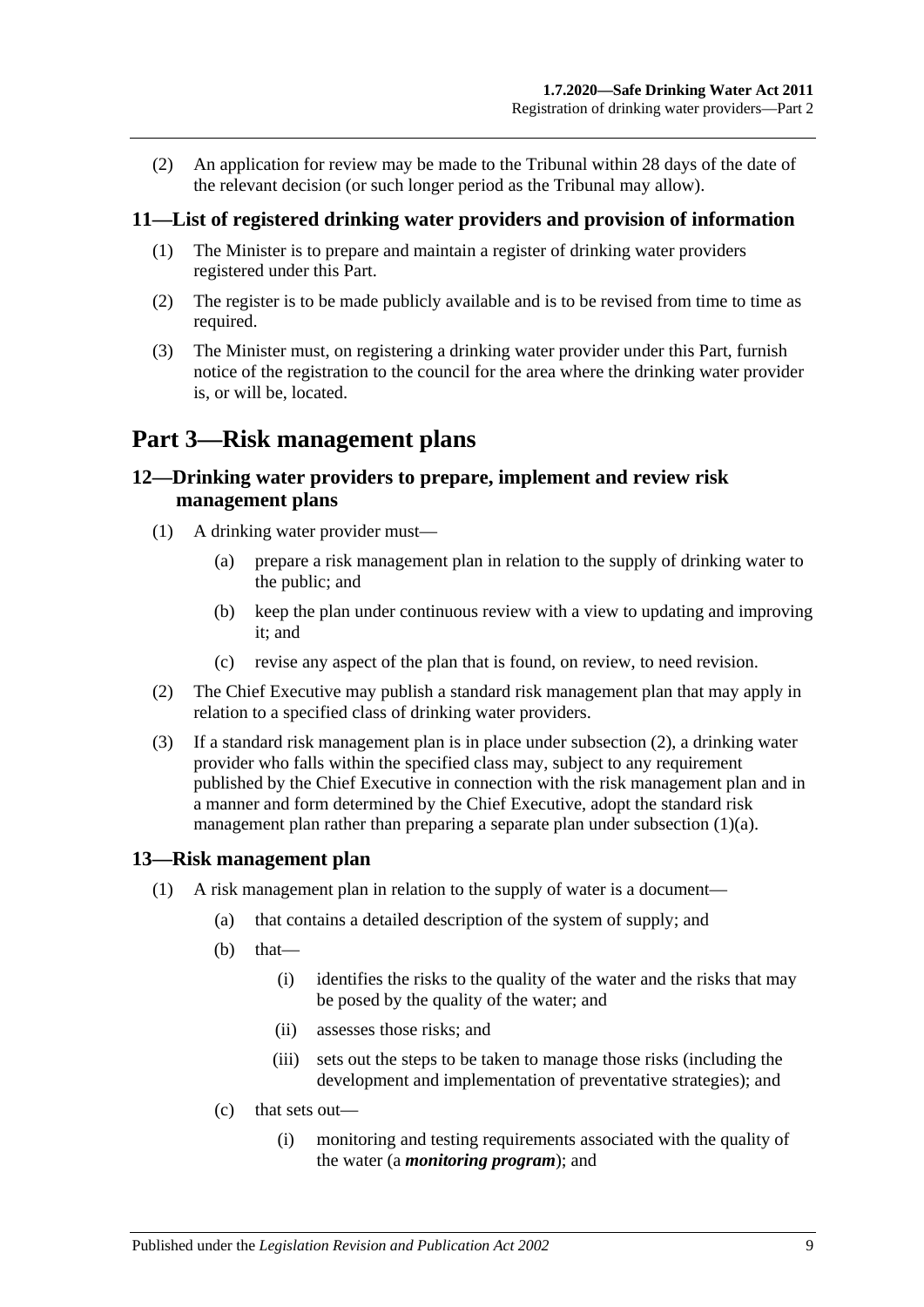(2) An application for review may be made to the Tribunal within 28 days of the date of the relevant decision (or such longer period as the Tribunal may allow).

### 11—List of registered drinking water providers and provision of information

(1) The Minister is to prepare and maintain a register of drinking water providers registered under this Part.

(2) The register is to be made publicly available and is to be revised from time to time as required.

(3) The Minister must, on registering a drinking water provider under this Part, furnish notice of the registration to the council for the area where the drinking water provider is, or will be, located.

## Part 3—Risk management plans

### 12—Drinking water providers to prepare, implement and review risk management plans

(1) A drinking water provider must—

- (a) prepare a risk management plan in relation to the supply of drinking water to the public; and
- (b) keep the plan under continuous review with a view to updating and improving it; and
- (c) revise any aspect of the plan that is found, on review, to need revision.

(2) The Chief Executive may publish a standard risk management plan that may apply in relation to a specified class of drinking water providers.

(3) If a standard risk management plan is in place under subsection (2), a drinking water provider who falls within the specified class may, subject to any requirement published by the Chief Executive in connection with the risk management plan and in a manner and form determined by the Chief Executive, adopt the standard risk management plan rather than preparing a separate plan under subsection (1)(a).

### 13—Risk management plan

(1) A risk management plan in relation to the supply of water is a document—

- (a) that contains a detailed description of the system of supply; and
- (b) that—
  - (i) identifies the risks to the quality of the water and the risks that may be posed by the quality of the water; and
  - (ii) assesses those risks; and
  - (iii) sets out the steps to be taken to manage those risks (including the development and implementation of preventative strategies); and
- (c) that sets out—
  - (i) monitoring and testing requirements associated with the quality of the water (a ***monitoring program***); and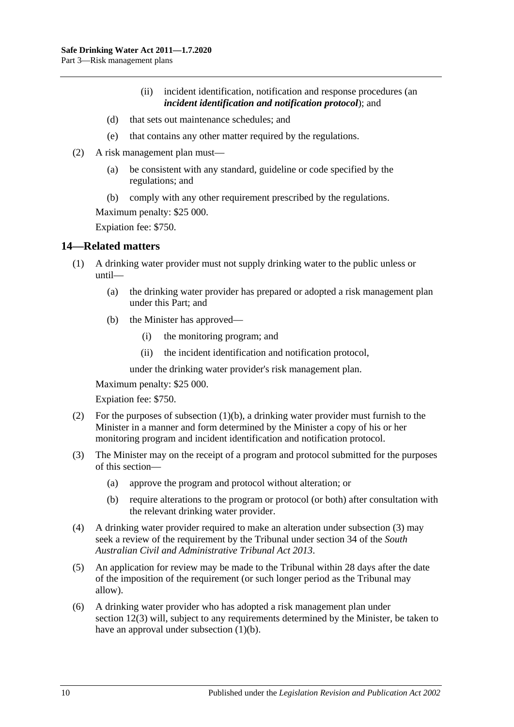(ii) incident identification, notification and response procedures (an ***incident identification and notification protocol***); and

(d) that sets out maintenance schedules; and

(e) that contains any other matter required by the regulations.

(2) A risk management plan must—

(a) be consistent with any standard, guideline or code specified by the regulations; and

(b) comply with any other requirement prescribed by the regulations.

Maximum penalty: $25 000.

Expiation fee: $750.

## 14—Related matters

(1) A drinking water provider must not supply drinking water to the public unless or until—

(a) the drinking water provider has prepared or adopted a risk management plan under this Part; and

(b) the Minister has approved—

(i) the monitoring program; and

(ii) the incident identification and notification protocol,

under the drinking water provider's risk management plan.

Maximum penalty: $25 000.

Expiation fee: $750.

(2) For the purposes of subsection (1)(b), a drinking water provider must furnish to the Minister in a manner and form determined by the Minister a copy of his or her monitoring program and incident identification and notification protocol.

(3) The Minister may on the receipt of a program and protocol submitted for the purposes of this section—

(a) approve the program and protocol without alteration; or

(b) require alterations to the program or protocol (or both) after consultation with the relevant drinking water provider.

(4) A drinking water provider required to make an alteration under subsection (3) may seek a review of the requirement by the Tribunal under section 34 of the *South Australian Civil and Administrative Tribunal Act 2013*.

(5) An application for review may be made to the Tribunal within 28 days after the date of the imposition of the requirement (or such longer period as the Tribunal may allow).

(6) A drinking water provider who has adopted a risk management plan under section 12(3) will, subject to any requirements determined by the Minister, be taken to have an approval under subsection (1)(b).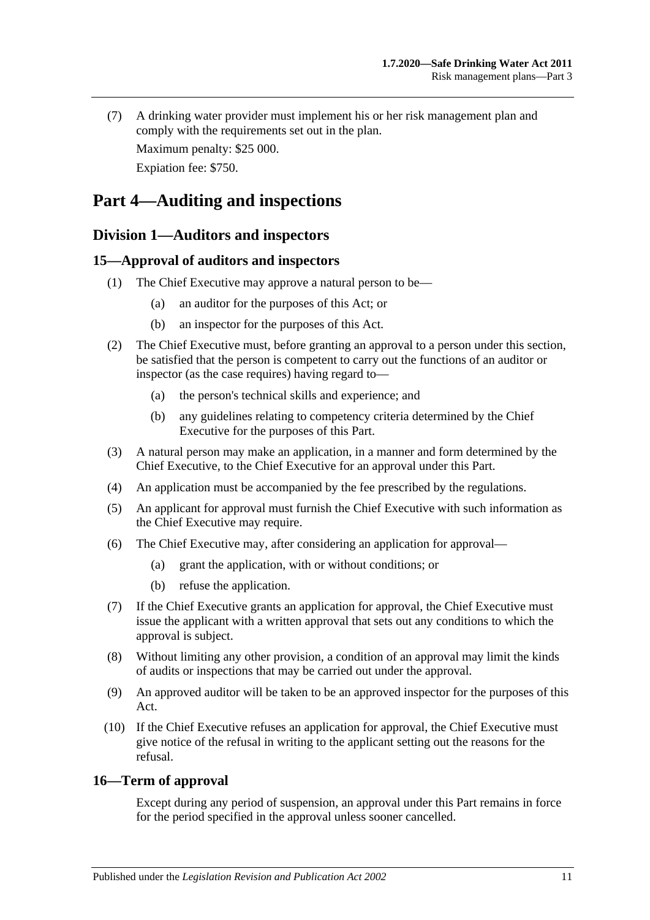(7) A drinking water provider must implement his or her risk management plan and comply with the requirements set out in the plan.

Maximum penalty: $25 000.

Expiation fee: $750.

# Part 4—Auditing and inspections

## Division 1—Auditors and inspectors

### 15—Approval of auditors and inspectors

(1) The Chief Executive may approve a natural person to be—

- (a) an auditor for the purposes of this Act; or
- (b) an inspector for the purposes of this Act.

(2) The Chief Executive must, before granting an approval to a person under this section, be satisfied that the person is competent to carry out the functions of an auditor or inspector (as the case requires) having regard to—

- (a) the person's technical skills and experience; and
- (b) any guidelines relating to competency criteria determined by the Chief Executive for the purposes of this Part.

(3) A natural person may make an application, in a manner and form determined by the Chief Executive, to the Chief Executive for an approval under this Part.

(4) An application must be accompanied by the fee prescribed by the regulations.

(5) An applicant for approval must furnish the Chief Executive with such information as the Chief Executive may require.

(6) The Chief Executive may, after considering an application for approval—

- (a) grant the application, with or without conditions; or
- (b) refuse the application.

(7) If the Chief Executive grants an application for approval, the Chief Executive must issue the applicant with a written approval that sets out any conditions to which the approval is subject.

(8) Without limiting any other provision, a condition of an approval may limit the kinds of audits or inspections that may be carried out under the approval.

(9) An approved auditor will be taken to be an approved inspector for the purposes of this Act.

(10) If the Chief Executive refuses an application for approval, the Chief Executive must give notice of the refusal in writing to the applicant setting out the reasons for the refusal.

### 16—Term of approval

Except during any period of suspension, an approval under this Part remains in force for the period specified in the approval unless sooner cancelled.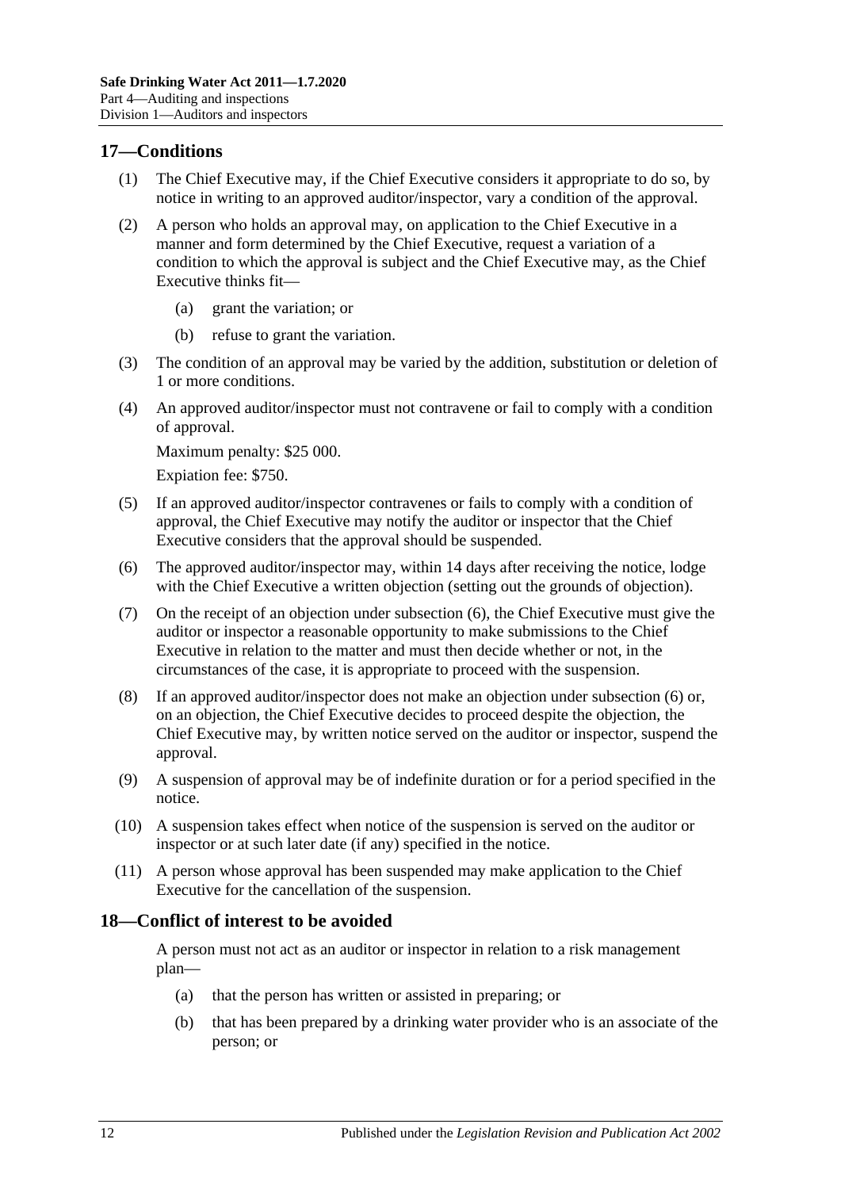## 17—Conditions

(1) The Chief Executive may, if the Chief Executive considers it appropriate to do so, by notice in writing to an approved auditor/inspector, vary a condition of the approval.

(2) A person who holds an approval may, on application to the Chief Executive in a manner and form determined by the Chief Executive, request a variation of a condition to which the approval is subject and the Chief Executive may, as the Chief Executive thinks fit—

- (a) grant the variation; or
- (b) refuse to grant the variation.

(3) The condition of an approval may be varied by the addition, substitution or deletion of 1 or more conditions.

(4) An approved auditor/inspector must not contravene or fail to comply with a condition of approval.

Maximum penalty: $25 000.

Expiation fee: $750.

(5) If an approved auditor/inspector contravenes or fails to comply with a condition of approval, the Chief Executive may notify the auditor or inspector that the Chief Executive considers that the approval should be suspended.

(6) The approved auditor/inspector may, within 14 days after receiving the notice, lodge with the Chief Executive a written objection (setting out the grounds of objection).

(7) On the receipt of an objection under subsection (6), the Chief Executive must give the auditor or inspector a reasonable opportunity to make submissions to the Chief Executive in relation to the matter and must then decide whether or not, in the circumstances of the case, it is appropriate to proceed with the suspension.

(8) If an approved auditor/inspector does not make an objection under subsection (6) or, on an objection, the Chief Executive decides to proceed despite the objection, the Chief Executive may, by written notice served on the auditor or inspector, suspend the approval.

(9) A suspension of approval may be of indefinite duration or for a period specified in the notice.

(10) A suspension takes effect when notice of the suspension is served on the auditor or inspector or at such later date (if any) specified in the notice.

(11) A person whose approval has been suspended may make application to the Chief Executive for the cancellation of the suspension.

## 18—Conflict of interest to be avoided

A person must not act as an auditor or inspector in relation to a risk management plan—

- (a) that the person has written or assisted in preparing; or
- (b) that has been prepared by a drinking water provider who is an associate of the person; or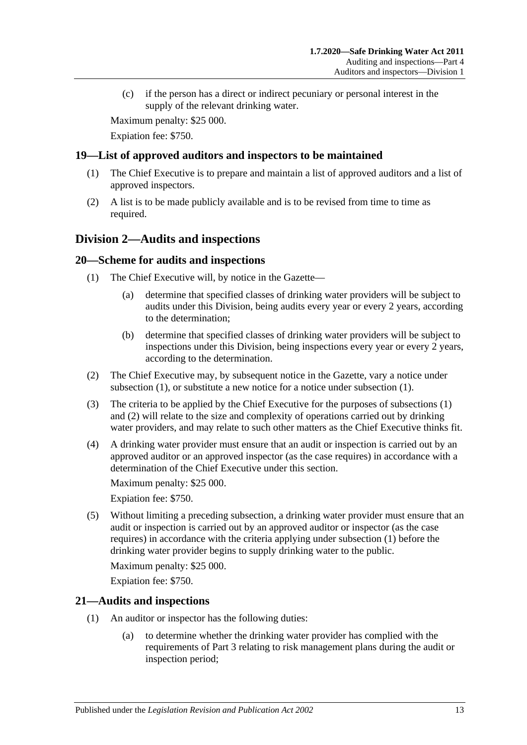(c) if the person has a direct or indirect pecuniary or personal interest in the supply of the relevant drinking water.

Maximum penalty: $25 000.

Expiation fee: $750.

## 19—List of approved auditors and inspectors to be maintained

(1) The Chief Executive is to prepare and maintain a list of approved auditors and a list of approved inspectors.

(2) A list is to be made publicly available and is to be revised from time to time as required.

# Division 2—Audits and inspections

## 20—Scheme for audits and inspections

(1) The Chief Executive will, by notice in the Gazette—

(a) determine that specified classes of drinking water providers will be subject to audits under this Division, being audits every year or every 2 years, according to the determination;

(b) determine that specified classes of drinking water providers will be subject to inspections under this Division, being inspections every year or every 2 years, according to the determination.

(2) The Chief Executive may, by subsequent notice in the Gazette, vary a notice under subsection (1), or substitute a new notice for a notice under subsection (1).

(3) The criteria to be applied by the Chief Executive for the purposes of subsections (1) and (2) will relate to the size and complexity of operations carried out by drinking water providers, and may relate to such other matters as the Chief Executive thinks fit.

(4) A drinking water provider must ensure that an audit or inspection is carried out by an approved auditor or an approved inspector (as the case requires) in accordance with a determination of the Chief Executive under this section.

Maximum penalty: $25 000.

Expiation fee: $750.

(5) Without limiting a preceding subsection, a drinking water provider must ensure that an audit or inspection is carried out by an approved auditor or inspector (as the case requires) in accordance with the criteria applying under subsection (1) before the drinking water provider begins to supply drinking water to the public.

Maximum penalty: $25 000.

Expiation fee: $750.

## 21—Audits and inspections

(1) An auditor or inspector has the following duties:

(a) to determine whether the drinking water provider has complied with the requirements of Part 3 relating to risk management plans during the audit or inspection period;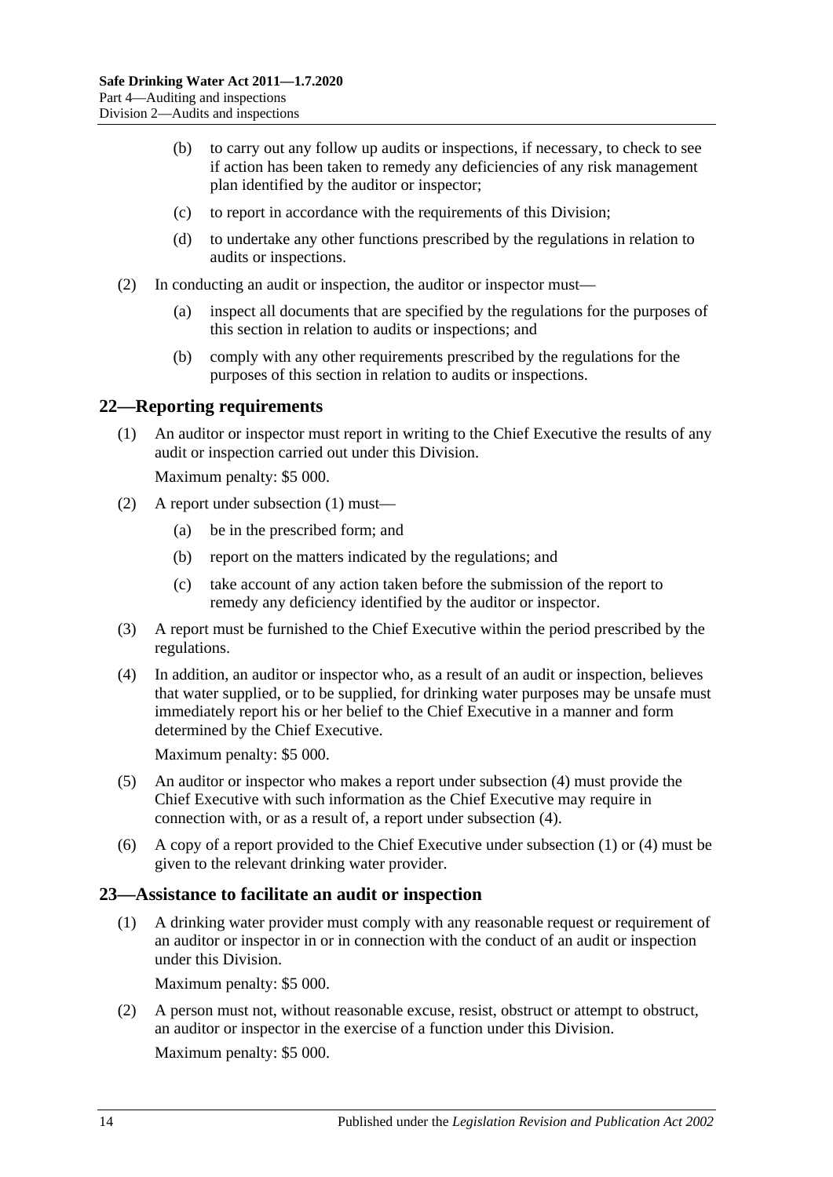(b) to carry out any follow up audits or inspections, if necessary, to check to see if action has been taken to remedy any deficiencies of any risk management plan identified by the auditor or inspector;

(c) to report in accordance with the requirements of this Division;

(d) to undertake any other functions prescribed by the regulations in relation to audits or inspections.

(2) In conducting an audit or inspection, the auditor or inspector must—

(a) inspect all documents that are specified by the regulations for the purposes of this section in relation to audits or inspections; and

(b) comply with any other requirements prescribed by the regulations for the purposes of this section in relation to audits or inspections.

## 22—Reporting requirements

(1) An auditor or inspector must report in writing to the Chief Executive the results of any audit or inspection carried out under this Division.

Maximum penalty: $5 000.

(2) A report under subsection (1) must—

(a) be in the prescribed form; and

(b) report on the matters indicated by the regulations; and

(c) take account of any action taken before the submission of the report to remedy any deficiency identified by the auditor or inspector.

(3) A report must be furnished to the Chief Executive within the period prescribed by the regulations.

(4) In addition, an auditor or inspector who, as a result of an audit or inspection, believes that water supplied, or to be supplied, for drinking water purposes may be unsafe must immediately report his or her belief to the Chief Executive in a manner and form determined by the Chief Executive.

Maximum penalty: $5 000.

(5) An auditor or inspector who makes a report under subsection (4) must provide the Chief Executive with such information as the Chief Executive may require in connection with, or as a result of, a report under subsection (4).

(6) A copy of a report provided to the Chief Executive under subsection (1) or (4) must be given to the relevant drinking water provider.

## 23—Assistance to facilitate an audit or inspection

(1) A drinking water provider must comply with any reasonable request or requirement of an auditor or inspector in or in connection with the conduct of an audit or inspection under this Division.

Maximum penalty: $5 000.

(2) A person must not, without reasonable excuse, resist, obstruct or attempt to obstruct, an auditor or inspector in the exercise of a function under this Division.

Maximum penalty: $5 000.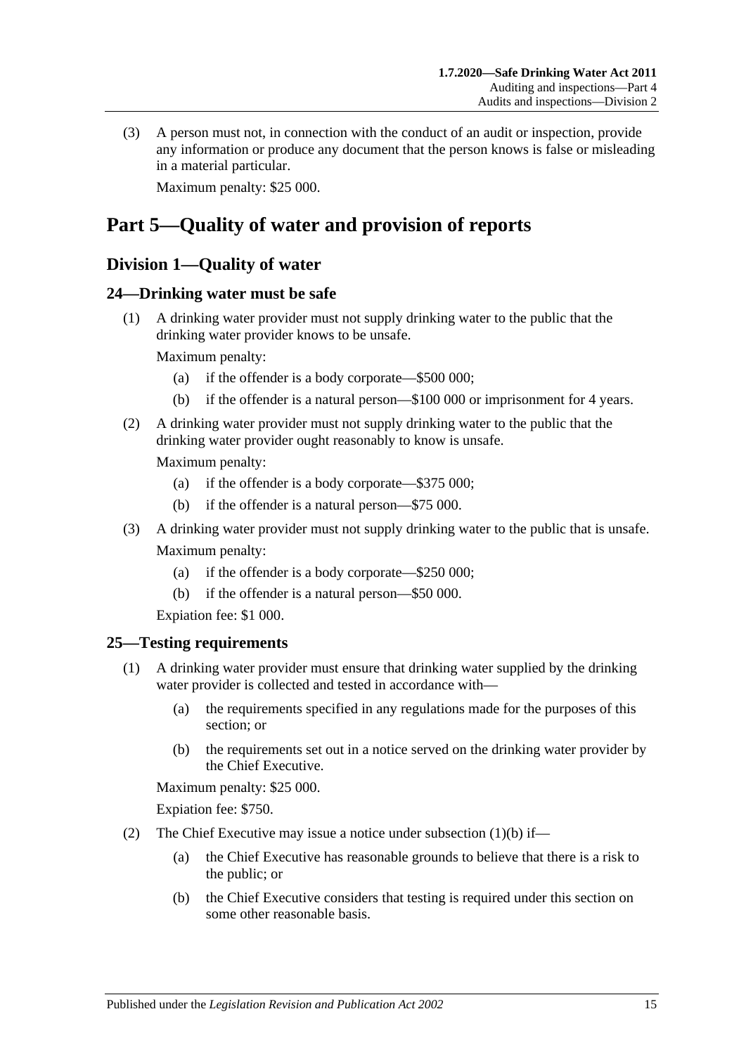(3) A person must not, in connection with the conduct of an audit or inspection, provide any information or produce any document that the person knows is false or misleading in a material particular.

Maximum penalty: $25 000.

# Part 5—Quality of water and provision of reports

## Division 1—Quality of water

### 24—Drinking water must be safe

(1) A drinking water provider must not supply drinking water to the public that the drinking water provider knows to be unsafe.

Maximum penalty:

- (a) if the offender is a body corporate—$500 000;
- (b) if the offender is a natural person—$100 000 or imprisonment for 4 years.

(2) A drinking water provider must not supply drinking water to the public that the drinking water provider ought reasonably to know is unsafe.

Maximum penalty:

- (a) if the offender is a body corporate—$375 000;
- (b) if the offender is a natural person—$75 000.

(3) A drinking water provider must not supply drinking water to the public that is unsafe.

Maximum penalty:

- (a) if the offender is a body corporate—$250 000;
- (b) if the offender is a natural person—$50 000.

Expiation fee: $1 000.

### 25—Testing requirements

(1) A drinking water provider must ensure that drinking water supplied by the drinking water provider is collected and tested in accordance with—

- (a) the requirements specified in any regulations made for the purposes of this section; or
- (b) the requirements set out in a notice served on the drinking water provider by the Chief Executive.

Maximum penalty: $25 000.

Expiation fee: $750.

(2) The Chief Executive may issue a notice under subsection (1)(b) if—

- (a) the Chief Executive has reasonable grounds to believe that there is a risk to the public; or
- (b) the Chief Executive considers that testing is required under this section on some other reasonable basis.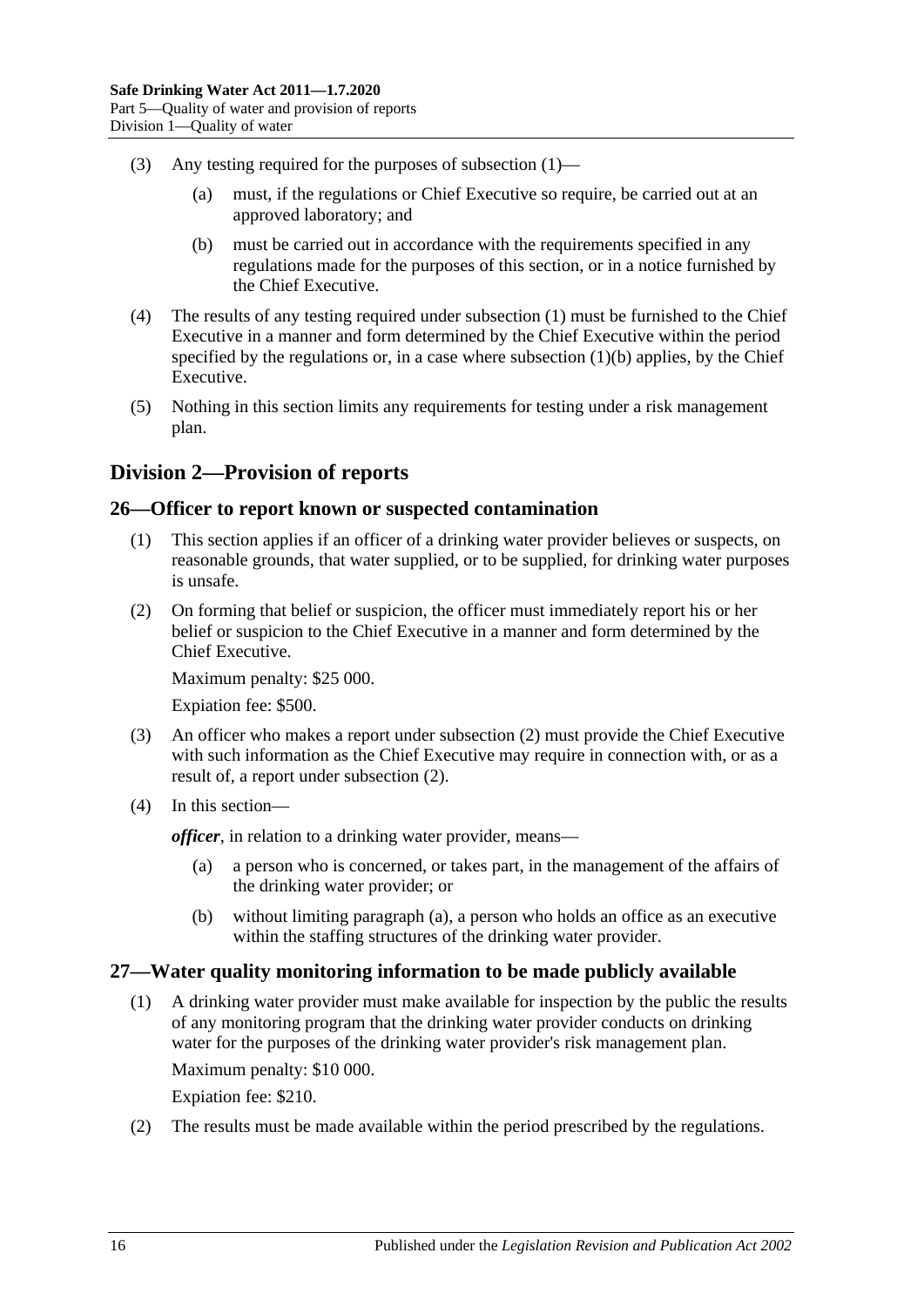(3) Any testing required for the purposes of subsection (1)—

(a) must, if the regulations or Chief Executive so require, be carried out at an approved laboratory; and

(b) must be carried out in accordance with the requirements specified in any regulations made for the purposes of this section, or in a notice furnished by the Chief Executive.

(4) The results of any testing required under subsection (1) must be furnished to the Chief Executive in a manner and form determined by the Chief Executive within the period specified by the regulations or, in a case where subsection (1)(b) applies, by the Chief Executive.

(5) Nothing in this section limits any requirements for testing under a risk management plan.

## Division 2—Provision of reports

### 26—Officer to report known or suspected contamination

(1) This section applies if an officer of a drinking water provider believes or suspects, on reasonable grounds, that water supplied, or to be supplied, for drinking water purposes is unsafe.

(2) On forming that belief or suspicion, the officer must immediately report his or her belief or suspicion to the Chief Executive in a manner and form determined by the Chief Executive.

Maximum penalty: $25 000.

Expiation fee: $500.

(3) An officer who makes a report under subsection (2) must provide the Chief Executive with such information as the Chief Executive may require in connection with, or as a result of, a report under subsection (2).

(4) In this section—

***officer***, in relation to a drinking water provider, means—

(a) a person who is concerned, or takes part, in the management of the affairs of the drinking water provider; or

(b) without limiting paragraph (a), a person who holds an office as an executive within the staffing structures of the drinking water provider.

### 27—Water quality monitoring information to be made publicly available

(1) A drinking water provider must make available for inspection by the public the results of any monitoring program that the drinking water provider conducts on drinking water for the purposes of the drinking water provider's risk management plan.

Maximum penalty: $10 000.

Expiation fee: $210.

(2) The results must be made available within the period prescribed by the regulations.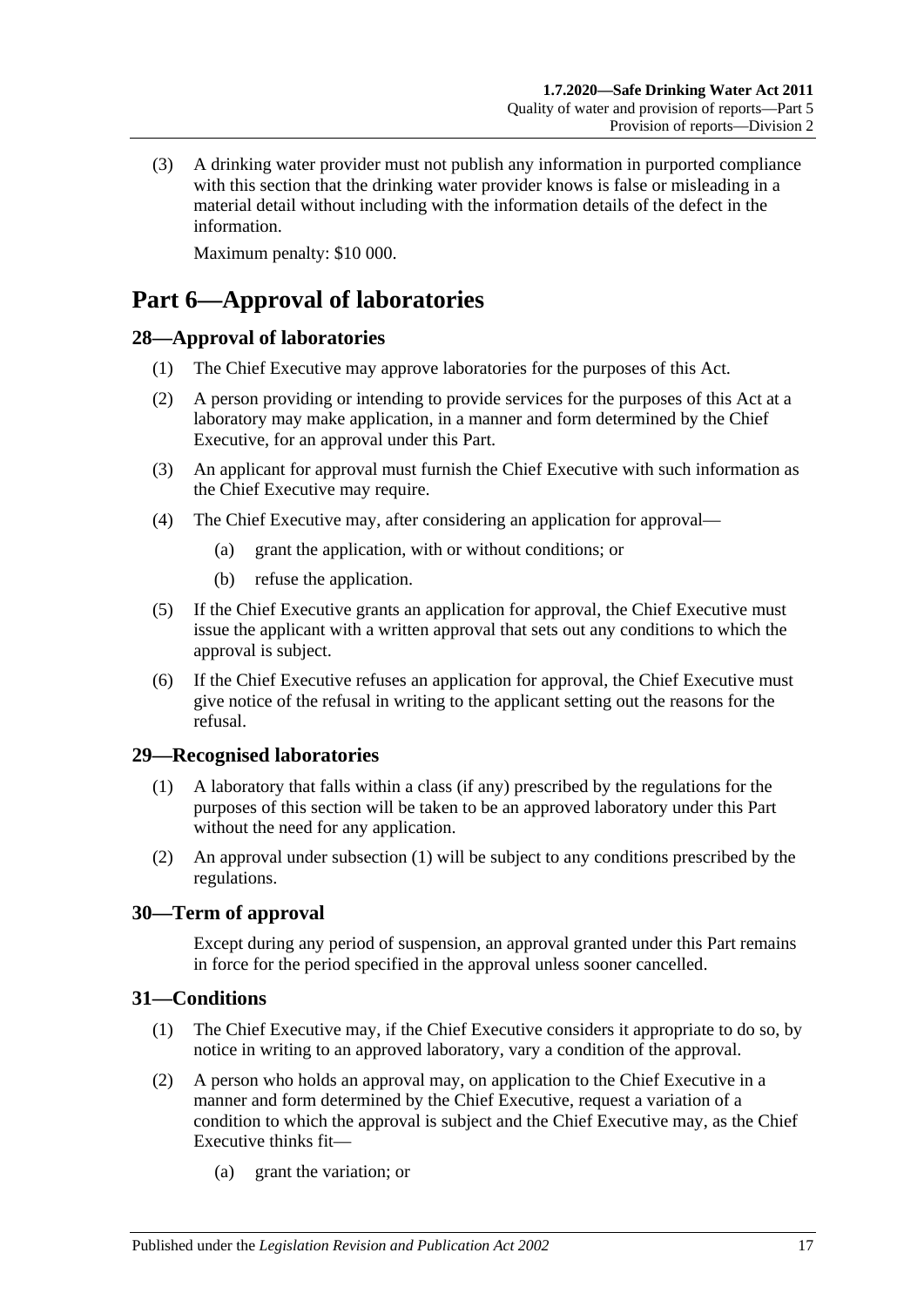(3) A drinking water provider must not publish any information in purported compliance with this section that the drinking water provider knows is false or misleading in a material detail without including with the information details of the defect in the information.

Maximum penalty: $10 000.

# Part 6—Approval of laboratories

## 28—Approval of laboratories

(1) The Chief Executive may approve laboratories for the purposes of this Act.

(2) A person providing or intending to provide services for the purposes of this Act at a laboratory may make application, in a manner and form determined by the Chief Executive, for an approval under this Part.

(3) An applicant for approval must furnish the Chief Executive with such information as the Chief Executive may require.

(4) The Chief Executive may, after considering an application for approval—

  (a) grant the application, with or without conditions; or

  (b) refuse the application.

(5) If the Chief Executive grants an application for approval, the Chief Executive must issue the applicant with a written approval that sets out any conditions to which the approval is subject.

(6) If the Chief Executive refuses an application for approval, the Chief Executive must give notice of the refusal in writing to the applicant setting out the reasons for the refusal.

## 29—Recognised laboratories

(1) A laboratory that falls within a class (if any) prescribed by the regulations for the purposes of this section will be taken to be an approved laboratory under this Part without the need for any application.

(2) An approval under subsection (1) will be subject to any conditions prescribed by the regulations.

## 30—Term of approval

Except during any period of suspension, an approval granted under this Part remains in force for the period specified in the approval unless sooner cancelled.

## 31—Conditions

(1) The Chief Executive may, if the Chief Executive considers it appropriate to do so, by notice in writing to an approved laboratory, vary a condition of the approval.

(2) A person who holds an approval may, on application to the Chief Executive in a manner and form determined by the Chief Executive, request a variation of a condition to which the approval is subject and the Chief Executive may, as the Chief Executive thinks fit—

  (a) grant the variation; or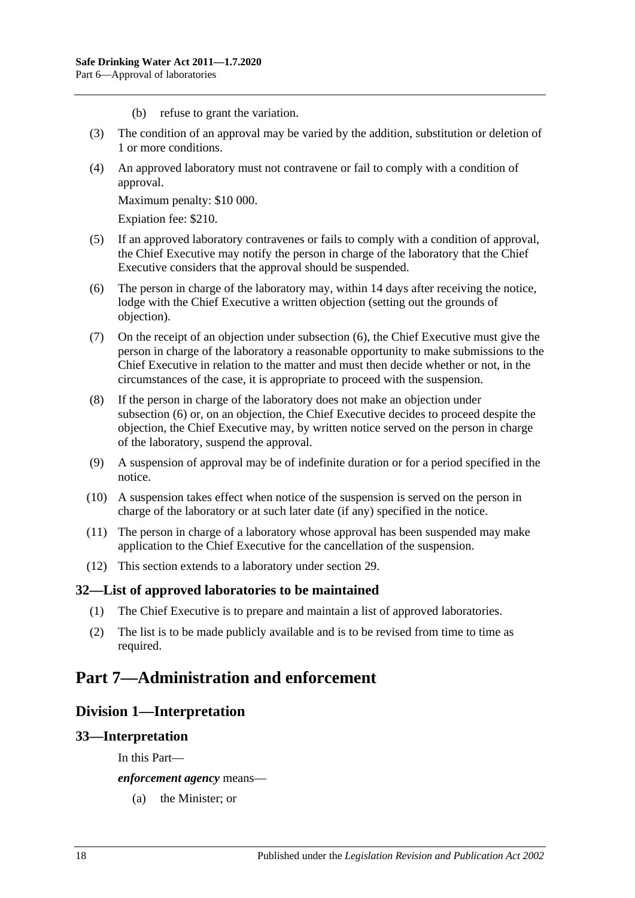(b) refuse to grant the variation.

(3) The condition of an approval may be varied by the addition, substitution or deletion of 1 or more conditions.

(4) An approved laboratory must not contravene or fail to comply with a condition of approval.

Maximum penalty: $10 000.

Expiation fee: $210.

(5) If an approved laboratory contravenes or fails to comply with a condition of approval, the Chief Executive may notify the person in charge of the laboratory that the Chief Executive considers that the approval should be suspended.

(6) The person in charge of the laboratory may, within 14 days after receiving the notice, lodge with the Chief Executive a written objection (setting out the grounds of objection).

(7) On the receipt of an objection under subsection (6), the Chief Executive must give the person in charge of the laboratory a reasonable opportunity to make submissions to the Chief Executive in relation to the matter and must then decide whether or not, in the circumstances of the case, it is appropriate to proceed with the suspension.

(8) If the person in charge of the laboratory does not make an objection under subsection (6) or, on an objection, the Chief Executive decides to proceed despite the objection, the Chief Executive may, by written notice served on the person in charge of the laboratory, suspend the approval.

(9) A suspension of approval may be of indefinite duration or for a period specified in the notice.

(10) A suspension takes effect when notice of the suspension is served on the person in charge of the laboratory or at such later date (if any) specified in the notice.

(11) The person in charge of a laboratory whose approval has been suspended may make application to the Chief Executive for the cancellation of the suspension.

(12) This section extends to a laboratory under section 29.

### 32—List of approved laboratories to be maintained

(1) The Chief Executive is to prepare and maintain a list of approved laboratories.

(2) The list is to be made publicly available and is to be revised from time to time as required.

# Part 7—Administration and enforcement

## Division 1—Interpretation

### 33—Interpretation

In this Part—

***enforcement agency*** means—

(a) the Minister; or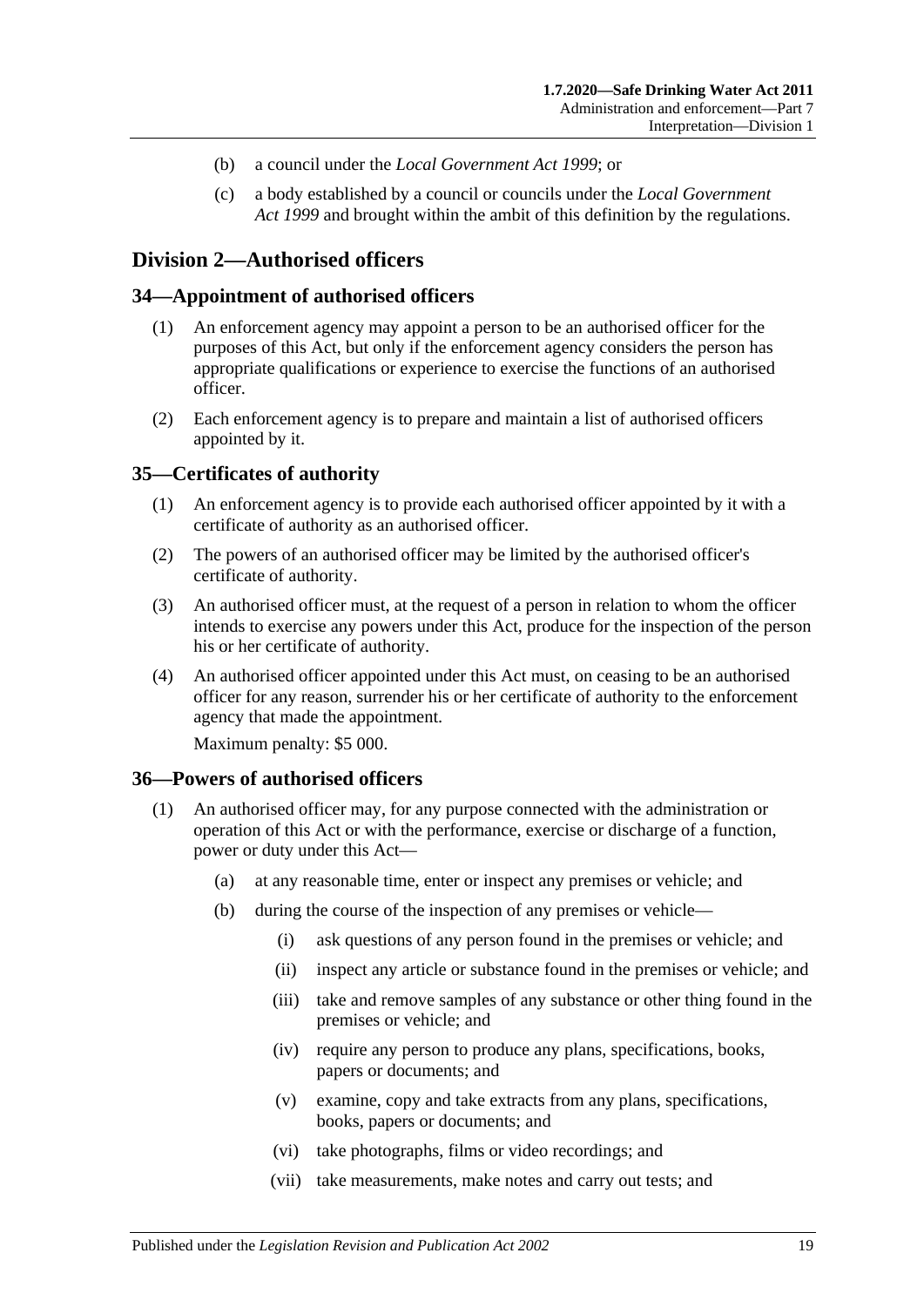(b) a council under the *Local Government Act 1999*; or

(c) a body established by a council or councils under the *Local Government Act 1999* and brought within the ambit of this definition by the regulations.

## Division 2—Authorised officers

### 34—Appointment of authorised officers

(1) An enforcement agency may appoint a person to be an authorised officer for the purposes of this Act, but only if the enforcement agency considers the person has appropriate qualifications or experience to exercise the functions of an authorised officer.

(2) Each enforcement agency is to prepare and maintain a list of authorised officers appointed by it.

### 35—Certificates of authority

(1) An enforcement agency is to provide each authorised officer appointed by it with a certificate of authority as an authorised officer.

(2) The powers of an authorised officer may be limited by the authorised officer's certificate of authority.

(3) An authorised officer must, at the request of a person in relation to whom the officer intends to exercise any powers under this Act, produce for the inspection of the person his or her certificate of authority.

(4) An authorised officer appointed under this Act must, on ceasing to be an authorised officer for any reason, surrender his or her certificate of authority to the enforcement agency that made the appointment.

Maximum penalty: $5 000.

### 36—Powers of authorised officers

(1) An authorised officer may, for any purpose connected with the administration or operation of this Act or with the performance, exercise or discharge of a function, power or duty under this Act—

- (a) at any reasonable time, enter or inspect any premises or vehicle; and
- (b) during the course of the inspection of any premises or vehicle—
  - (i) ask questions of any person found in the premises or vehicle; and
  - (ii) inspect any article or substance found in the premises or vehicle; and
  - (iii) take and remove samples of any substance or other thing found in the premises or vehicle; and
  - (iv) require any person to produce any plans, specifications, books, papers or documents; and
  - (v) examine, copy and take extracts from any plans, specifications, books, papers or documents; and
  - (vi) take photographs, films or video recordings; and
  - (vii) take measurements, make notes and carry out tests; and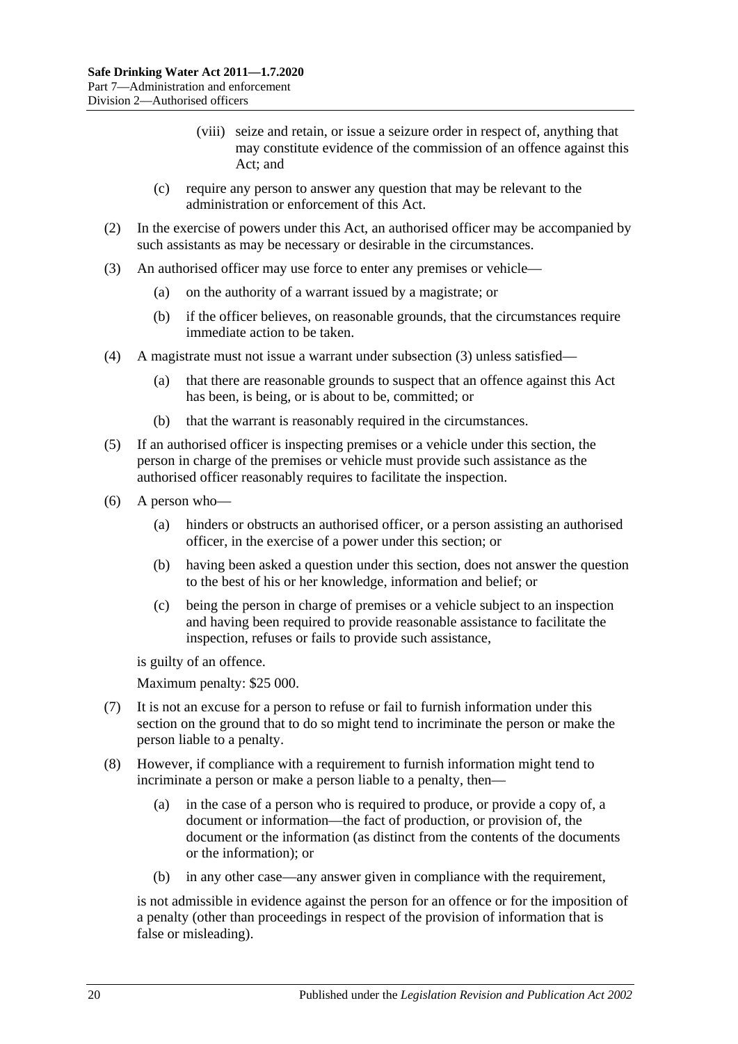(viii) seize and retain, or issue a seizure order in respect of, anything that may constitute evidence of the commission of an offence against this Act; and

(c) require any person to answer any question that may be relevant to the administration or enforcement of this Act.

(2) In the exercise of powers under this Act, an authorised officer may be accompanied by such assistants as may be necessary or desirable in the circumstances.

(3) An authorised officer may use force to enter any premises or vehicle—

(a) on the authority of a warrant issued by a magistrate; or

(b) if the officer believes, on reasonable grounds, that the circumstances require immediate action to be taken.

(4) A magistrate must not issue a warrant under subsection (3) unless satisfied—

(a) that there are reasonable grounds to suspect that an offence against this Act has been, is being, or is about to be, committed; or

(b) that the warrant is reasonably required in the circumstances.

(5) If an authorised officer is inspecting premises or a vehicle under this section, the person in charge of the premises or vehicle must provide such assistance as the authorised officer reasonably requires to facilitate the inspection.

(6) A person who—

(a) hinders or obstructs an authorised officer, or a person assisting an authorised officer, in the exercise of a power under this section; or

(b) having been asked a question under this section, does not answer the question to the best of his or her knowledge, information and belief; or

(c) being the person in charge of premises or a vehicle subject to an inspection and having been required to provide reasonable assistance to facilitate the inspection, refuses or fails to provide such assistance,

is guilty of an offence.

Maximum penalty: $25 000.

(7) It is not an excuse for a person to refuse or fail to furnish information under this section on the ground that to do so might tend to incriminate the person or make the person liable to a penalty.

(8) However, if compliance with a requirement to furnish information might tend to incriminate a person or make a person liable to a penalty, then—

(a) in the case of a person who is required to produce, or provide a copy of, a document or information—the fact of production, or provision of, the document or the information (as distinct from the contents of the documents or the information); or

(b) in any other case—any answer given in compliance with the requirement,

is not admissible in evidence against the person for an offence or for the imposition of a penalty (other than proceedings in respect of the provision of information that is false or misleading).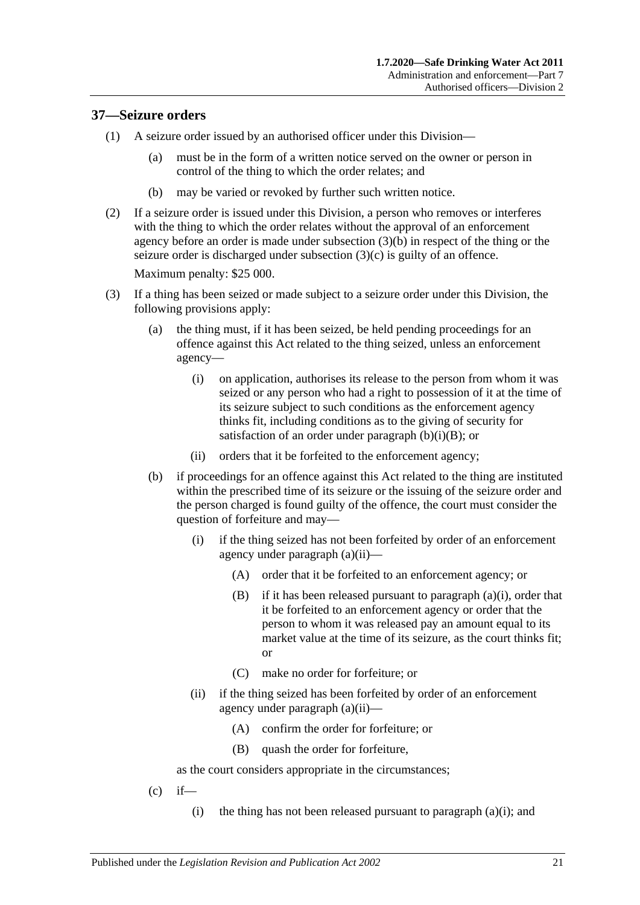## 37—Seizure orders

(1) A seizure order issued by an authorised officer under this Division—

(a) must be in the form of a written notice served on the owner or person in control of the thing to which the order relates; and

(b) may be varied or revoked by further such written notice.

(2) If a seizure order is issued under this Division, a person who removes or interferes with the thing to which the order relates without the approval of an enforcement agency before an order is made under subsection (3)(b) in respect of the thing or the seizure order is discharged under subsection (3)(c) is guilty of an offence.

Maximum penalty: $25 000.

(3) If a thing has been seized or made subject to a seizure order under this Division, the following provisions apply:

(a) the thing must, if it has been seized, be held pending proceedings for an offence against this Act related to the thing seized, unless an enforcement agency—

(i) on application, authorises its release to the person from whom it was seized or any person who had a right to possession of it at the time of its seizure subject to such conditions as the enforcement agency thinks fit, including conditions as to the giving of security for satisfaction of an order under paragraph (b)(i)(B); or

(ii) orders that it be forfeited to the enforcement agency;

(b) if proceedings for an offence against this Act related to the thing are instituted within the prescribed time of its seizure or the issuing of the seizure order and the person charged is found guilty of the offence, the court must consider the question of forfeiture and may—

(i) if the thing seized has not been forfeited by order of an enforcement agency under paragraph (a)(ii)—

(A) order that it be forfeited to an enforcement agency; or

(B) if it has been released pursuant to paragraph (a)(i), order that it be forfeited to an enforcement agency or order that the person to whom it was released pay an amount equal to its market value at the time of its seizure, as the court thinks fit; or

(C) make no order for forfeiture; or

(ii) if the thing seized has been forfeited by order of an enforcement agency under paragraph (a)(ii)—

(A) confirm the order for forfeiture; or

(B) quash the order for forfeiture,

as the court considers appropriate in the circumstances;

(c) if—

(i) the thing has not been released pursuant to paragraph (a)(i); and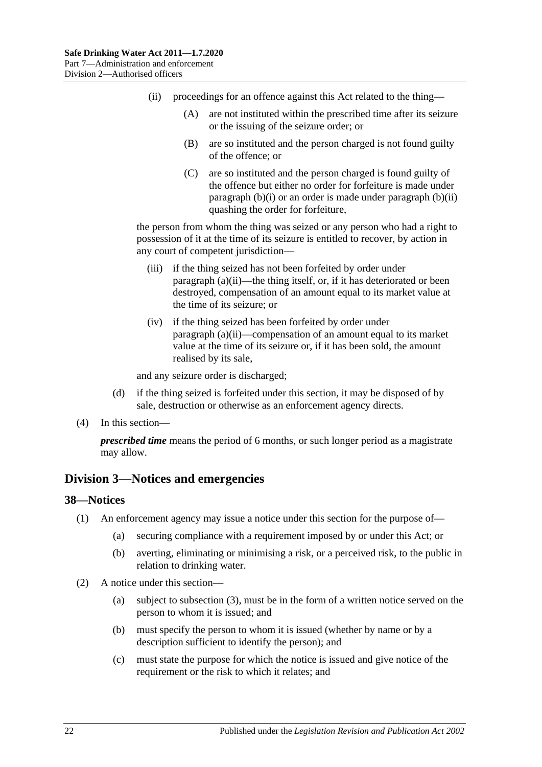(ii) proceedings for an offence against this Act related to the thing—

(A) are not instituted within the prescribed time after its seizure or the issuing of the seizure order; or

(B) are so instituted and the person charged is not found guilty of the offence; or

(C) are so instituted and the person charged is found guilty of the offence but either no order for forfeiture is made under paragraph (b)(i) or an order is made under paragraph (b)(ii) quashing the order for forfeiture,

the person from whom the thing was seized or any person who had a right to possession of it at the time of its seizure is entitled to recover, by action in any court of competent jurisdiction—

(iii) if the thing seized has not been forfeited by order under paragraph (a)(ii)—the thing itself, or, if it has deteriorated or been destroyed, compensation of an amount equal to its market value at the time of its seizure; or

(iv) if the thing seized has been forfeited by order under paragraph (a)(ii)—compensation of an amount equal to its market value at the time of its seizure or, if it has been sold, the amount realised by its sale,

and any seizure order is discharged;

(d) if the thing seized is forfeited under this section, it may be disposed of by sale, destruction or otherwise as an enforcement agency directs.

(4) In this section—

***prescribed time*** means the period of 6 months, or such longer period as a magistrate may allow.

## Division 3—Notices and emergencies

### 38—Notices

(1) An enforcement agency may issue a notice under this section for the purpose of—

(a) securing compliance with a requirement imposed by or under this Act; or

(b) averting, eliminating or minimising a risk, or a perceived risk, to the public in relation to drinking water.

(2) A notice under this section—

(a) subject to subsection (3), must be in the form of a written notice served on the person to whom it is issued; and

(b) must specify the person to whom it is issued (whether by name or by a description sufficient to identify the person); and

(c) must state the purpose for which the notice is issued and give notice of the requirement or the risk to which it relates; and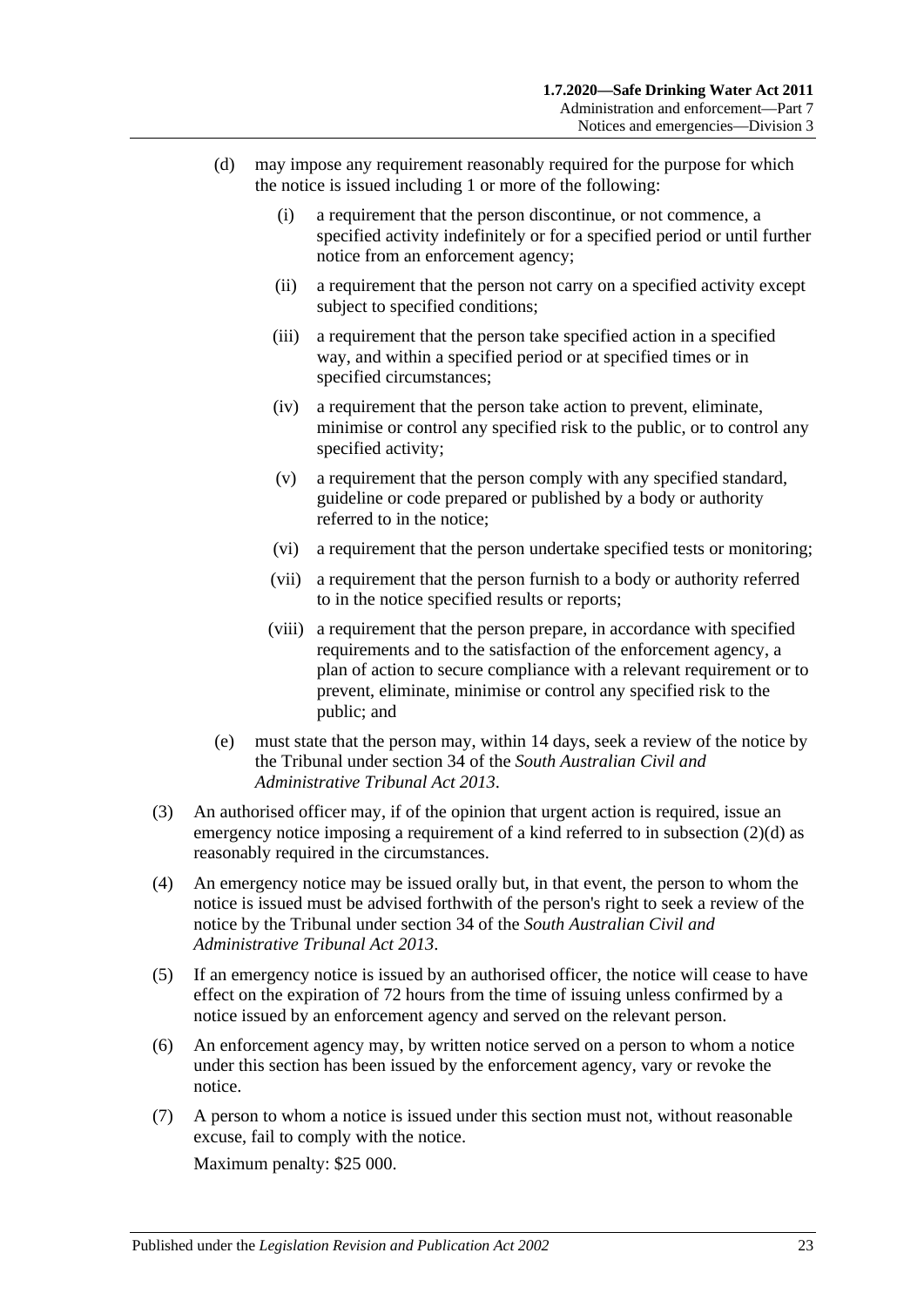(d) may impose any requirement reasonably required for the purpose for which the notice is issued including 1 or more of the following:

  (i) a requirement that the person discontinue, or not commence, a specified activity indefinitely or for a specified period or until further notice from an enforcement agency;

  (ii) a requirement that the person not carry on a specified activity except subject to specified conditions;

  (iii) a requirement that the person take specified action in a specified way, and within a specified period or at specified times or in specified circumstances;

  (iv) a requirement that the person take action to prevent, eliminate, minimise or control any specified risk to the public, or to control any specified activity;

  (v) a requirement that the person comply with any specified standard, guideline or code prepared or published by a body or authority referred to in the notice;

  (vi) a requirement that the person undertake specified tests or monitoring;

  (vii) a requirement that the person furnish to a body or authority referred to in the notice specified results or reports;

  (viii) a requirement that the person prepare, in accordance with specified requirements and to the satisfaction of the enforcement agency, a plan of action to secure compliance with a relevant requirement or to prevent, eliminate, minimise or control any specified risk to the public; and

(e) must state that the person may, within 14 days, seek a review of the notice by the Tribunal under section 34 of the *South Australian Civil and Administrative Tribunal Act 2013*.

(3) An authorised officer may, if of the opinion that urgent action is required, issue an emergency notice imposing a requirement of a kind referred to in subsection (2)(d) as reasonably required in the circumstances.

(4) An emergency notice may be issued orally but, in that event, the person to whom the notice is issued must be advised forthwith of the person's right to seek a review of the notice by the Tribunal under section 34 of the *South Australian Civil and Administrative Tribunal Act 2013*.

(5) If an emergency notice is issued by an authorised officer, the notice will cease to have effect on the expiration of 72 hours from the time of issuing unless confirmed by a notice issued by an enforcement agency and served on the relevant person.

(6) An enforcement agency may, by written notice served on a person to whom a notice under this section has been issued by the enforcement agency, vary or revoke the notice.

(7) A person to whom a notice is issued under this section must not, without reasonable excuse, fail to comply with the notice.

Maximum penalty: $25 000.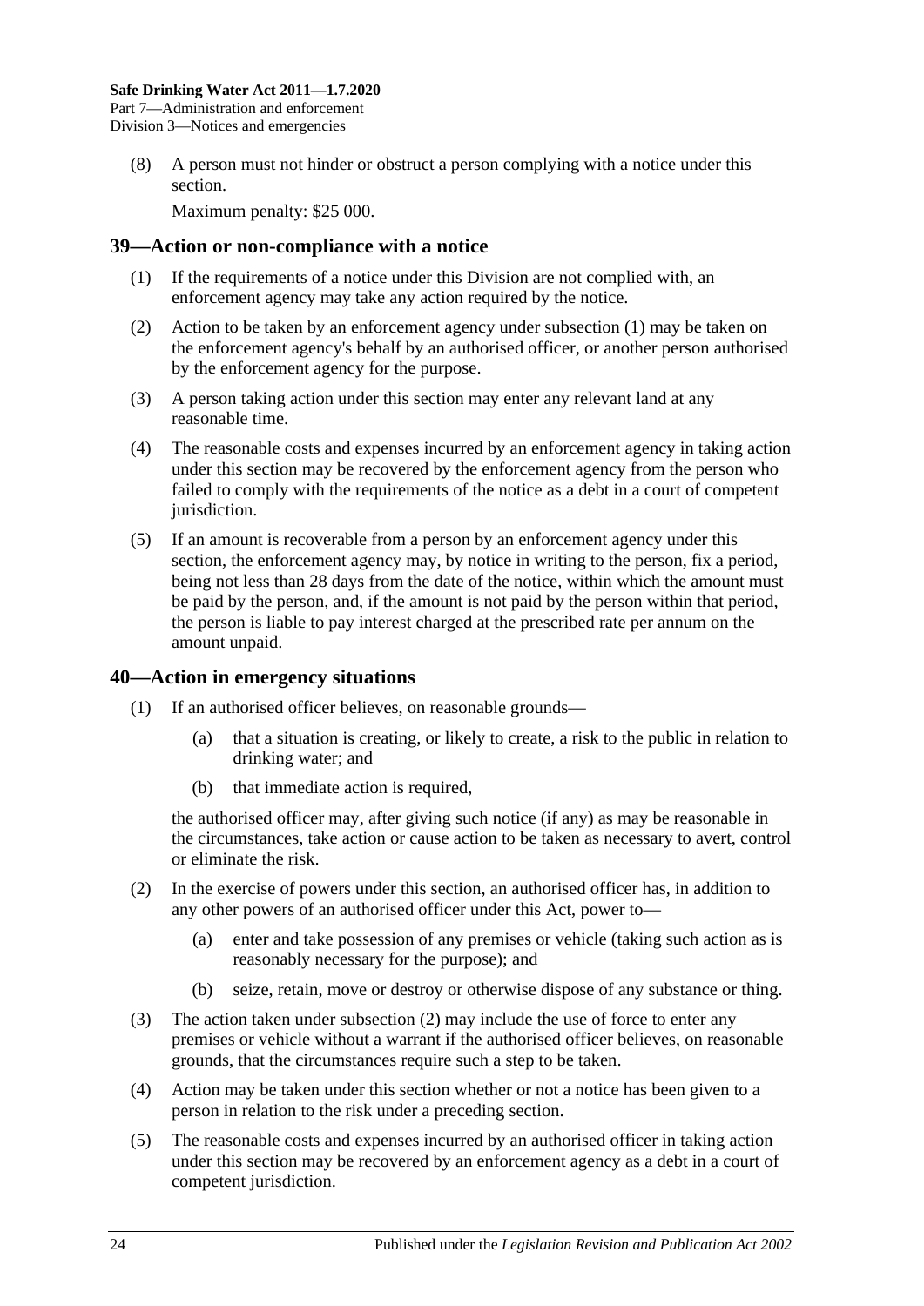(8) A person must not hinder or obstruct a person complying with a notice under this section.

Maximum penalty: $25 000.

## 39—Action or non-compliance with a notice

(1) If the requirements of a notice under this Division are not complied with, an enforcement agency may take any action required by the notice.

(2) Action to be taken by an enforcement agency under subsection (1) may be taken on the enforcement agency's behalf by an authorised officer, or another person authorised by the enforcement agency for the purpose.

(3) A person taking action under this section may enter any relevant land at any reasonable time.

(4) The reasonable costs and expenses incurred by an enforcement agency in taking action under this section may be recovered by the enforcement agency from the person who failed to comply with the requirements of the notice as a debt in a court of competent jurisdiction.

(5) If an amount is recoverable from a person by an enforcement agency under this section, the enforcement agency may, by notice in writing to the person, fix a period, being not less than 28 days from the date of the notice, within which the amount must be paid by the person, and, if the amount is not paid by the person within that period, the person is liable to pay interest charged at the prescribed rate per annum on the amount unpaid.

## 40—Action in emergency situations

(1) If an authorised officer believes, on reasonable grounds—

(a) that a situation is creating, or likely to create, a risk to the public in relation to drinking water; and

(b) that immediate action is required,

the authorised officer may, after giving such notice (if any) as may be reasonable in the circumstances, take action or cause action to be taken as necessary to avert, control or eliminate the risk.

(2) In the exercise of powers under this section, an authorised officer has, in addition to any other powers of an authorised officer under this Act, power to—

(a) enter and take possession of any premises or vehicle (taking such action as is reasonably necessary for the purpose); and

(b) seize, retain, move or destroy or otherwise dispose of any substance or thing.

(3) The action taken under subsection (2) may include the use of force to enter any premises or vehicle without a warrant if the authorised officer believes, on reasonable grounds, that the circumstances require such a step to be taken.

(4) Action may be taken under this section whether or not a notice has been given to a person in relation to the risk under a preceding section.

(5) The reasonable costs and expenses incurred by an authorised officer in taking action under this section may be recovered by an enforcement agency as a debt in a court of competent jurisdiction.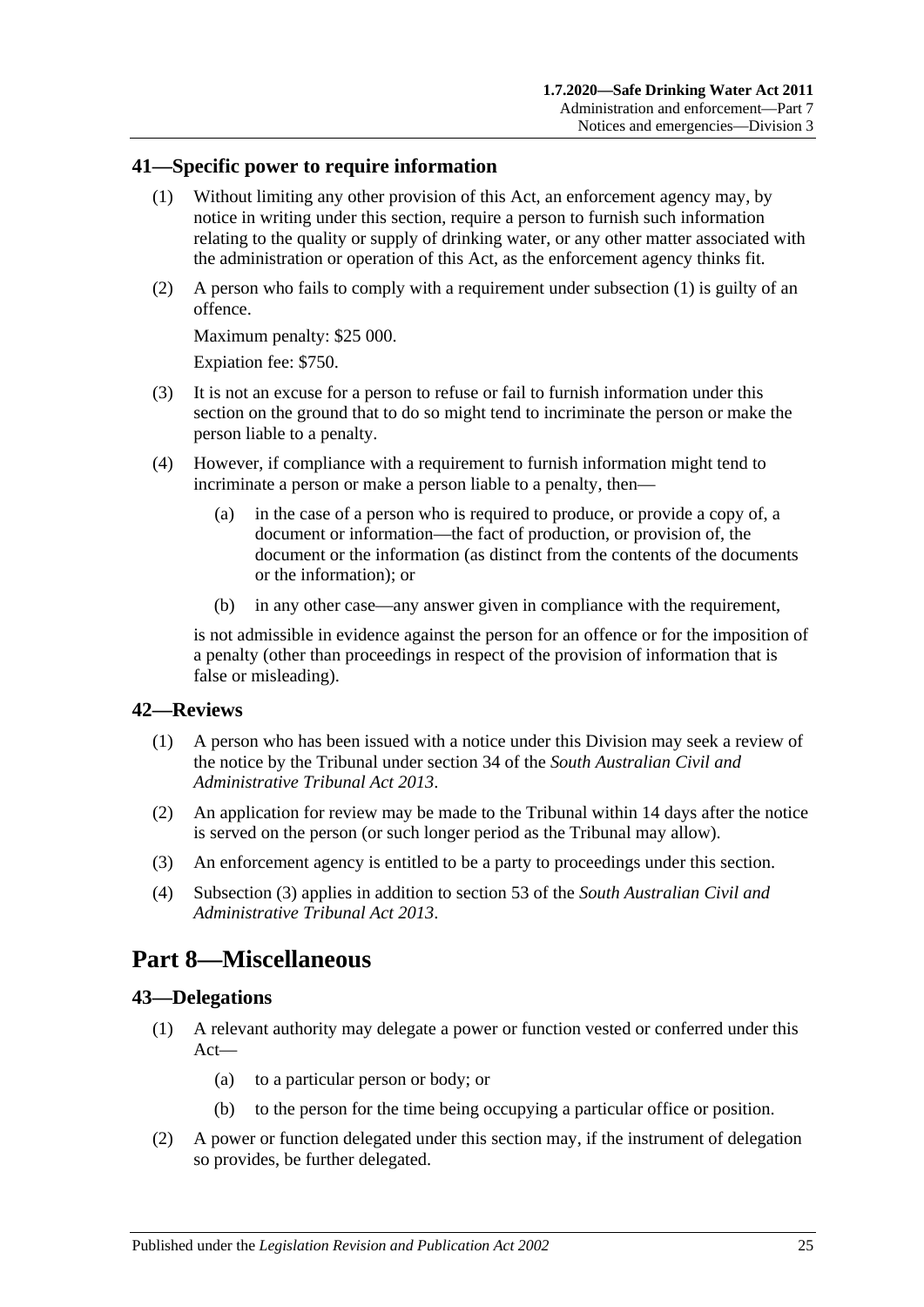## 41—Specific power to require information

(1) Without limiting any other provision of this Act, an enforcement agency may, by notice in writing under this section, require a person to furnish such information relating to the quality or supply of drinking water, or any other matter associated with the administration or operation of this Act, as the enforcement agency thinks fit.

(2) A person who fails to comply with a requirement under subsection (1) is guilty of an offence.

Maximum penalty: $25 000.

Expiation fee: $750.

(3) It is not an excuse for a person to refuse or fail to furnish information under this section on the ground that to do so might tend to incriminate the person or make the person liable to a penalty.

(4) However, if compliance with a requirement to furnish information might tend to incriminate a person or make a person liable to a penalty, then—

(a) in the case of a person who is required to produce, or provide a copy of, a document or information—the fact of production, or provision of, the document or the information (as distinct from the contents of the documents or the information); or

(b) in any other case—any answer given in compliance with the requirement,

is not admissible in evidence against the person for an offence or for the imposition of a penalty (other than proceedings in respect of the provision of information that is false or misleading).

## 42—Reviews

(1) A person who has been issued with a notice under this Division may seek a review of the notice by the Tribunal under section 34 of the *South Australian Civil and Administrative Tribunal Act 2013*.

(2) An application for review may be made to the Tribunal within 14 days after the notice is served on the person (or such longer period as the Tribunal may allow).

(3) An enforcement agency is entitled to be a party to proceedings under this section.

(4) Subsection (3) applies in addition to section 53 of the *South Australian Civil and Administrative Tribunal Act 2013*.

# Part 8—Miscellaneous

## 43—Delegations

(1) A relevant authority may delegate a power or function vested or conferred under this Act—

(a) to a particular person or body; or

(b) to the person for the time being occupying a particular office or position.

(2) A power or function delegated under this section may, if the instrument of delegation so provides, be further delegated.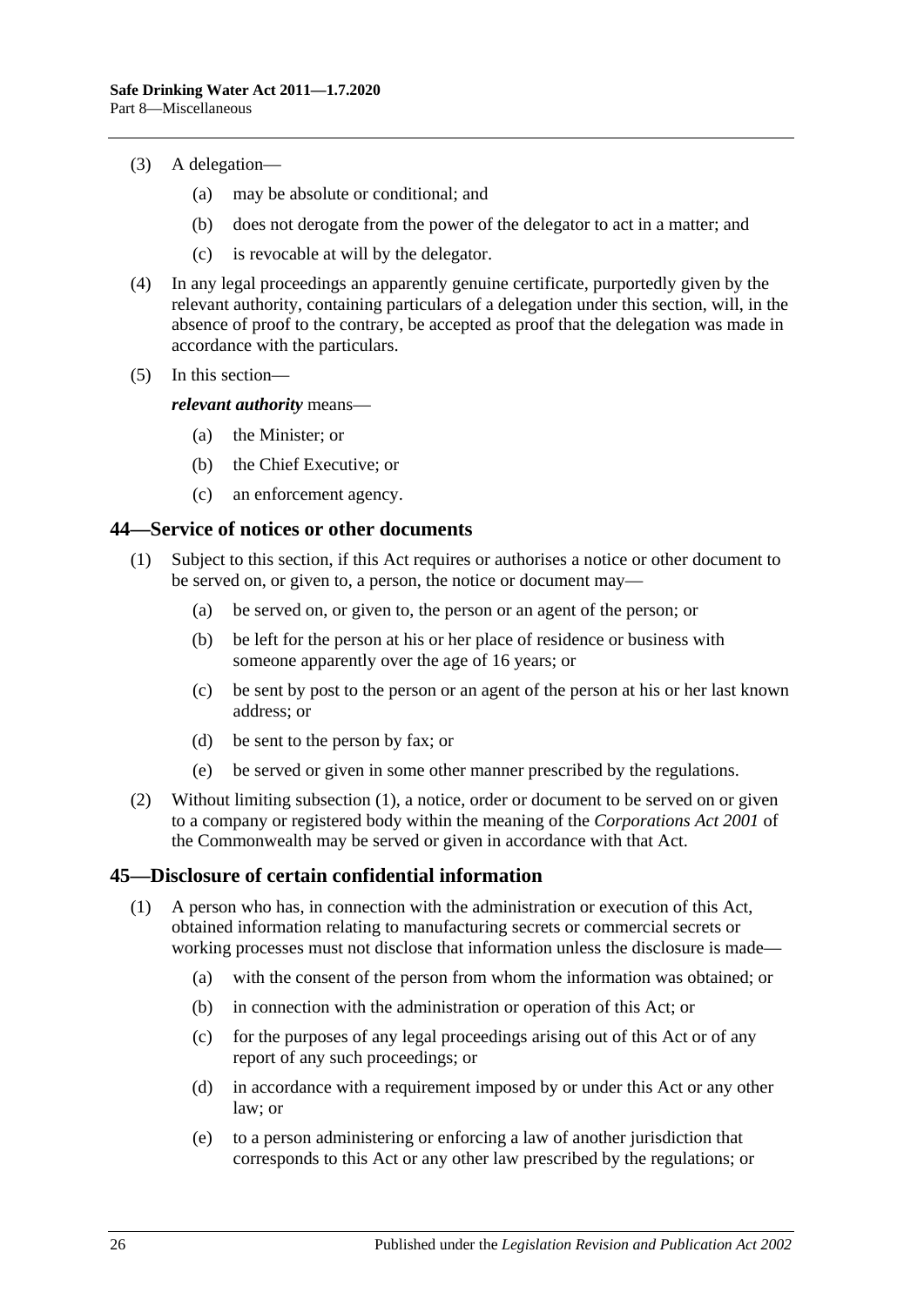(3) A delegation—

(a) may be absolute or conditional; and

(b) does not derogate from the power of the delegator to act in a matter; and

(c) is revocable at will by the delegator.

(4) In any legal proceedings an apparently genuine certificate, purportedly given by the relevant authority, containing particulars of a delegation under this section, will, in the absence of proof to the contrary, be accepted as proof that the delegation was made in accordance with the particulars.

(5) In this section—

***relevant authority*** means—

(a) the Minister; or

(b) the Chief Executive; or

(c) an enforcement agency.

## 44—Service of notices or other documents

(1) Subject to this section, if this Act requires or authorises a notice or other document to be served on, or given to, a person, the notice or document may—

(a) be served on, or given to, the person or an agent of the person; or

(b) be left for the person at his or her place of residence or business with someone apparently over the age of 16 years; or

(c) be sent by post to the person or an agent of the person at his or her last known address; or

(d) be sent to the person by fax; or

(e) be served or given in some other manner prescribed by the regulations.

(2) Without limiting subsection (1), a notice, order or document to be served on or given to a company or registered body within the meaning of the *Corporations Act 2001* of the Commonwealth may be served or given in accordance with that Act.

## 45—Disclosure of certain confidential information

(1) A person who has, in connection with the administration or execution of this Act, obtained information relating to manufacturing secrets or commercial secrets or working processes must not disclose that information unless the disclosure is made—

(a) with the consent of the person from whom the information was obtained; or

(b) in connection with the administration or operation of this Act; or

(c) for the purposes of any legal proceedings arising out of this Act or of any report of any such proceedings; or

(d) in accordance with a requirement imposed by or under this Act or any other law; or

(e) to a person administering or enforcing a law of another jurisdiction that corresponds to this Act or any other law prescribed by the regulations; or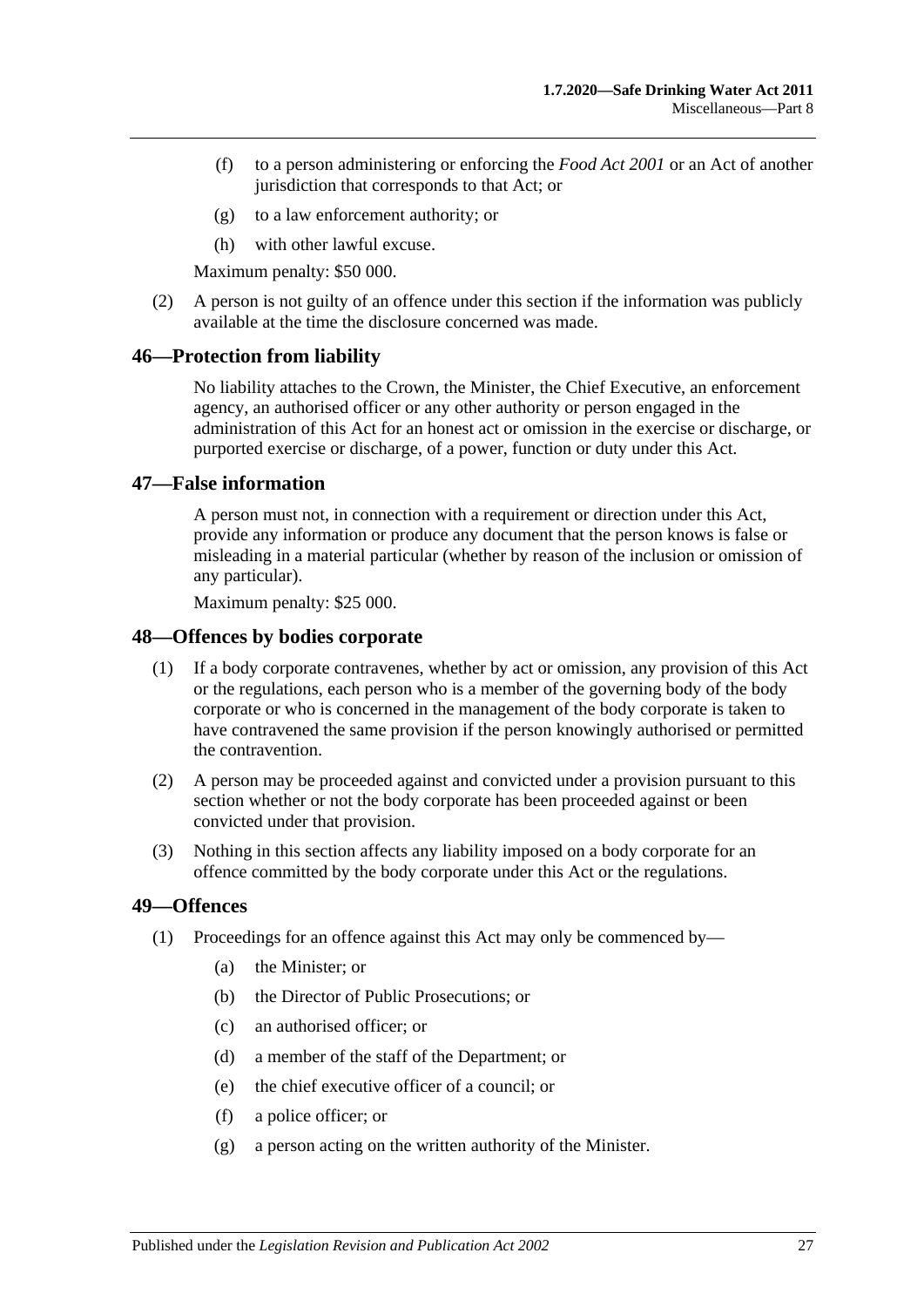(f) to a person administering or enforcing the *Food Act 2001* or an Act of another jurisdiction that corresponds to that Act; or

(g) to a law enforcement authority; or

(h) with other lawful excuse.

Maximum penalty: $50 000.

(2) A person is not guilty of an offence under this section if the information was publicly available at the time the disclosure concerned was made.

## 46—Protection from liability

No liability attaches to the Crown, the Minister, the Chief Executive, an enforcement agency, an authorised officer or any other authority or person engaged in the administration of this Act for an honest act or omission in the exercise or discharge, or purported exercise or discharge, of a power, function or duty under this Act.

## 47—False information

A person must not, in connection with a requirement or direction under this Act, provide any information or produce any document that the person knows is false or misleading in a material particular (whether by reason of the inclusion or omission of any particular).

Maximum penalty: $25 000.

## 48—Offences by bodies corporate

(1) If a body corporate contravenes, whether by act or omission, any provision of this Act or the regulations, each person who is a member of the governing body of the body corporate or who is concerned in the management of the body corporate is taken to have contravened the same provision if the person knowingly authorised or permitted the contravention.

(2) A person may be proceeded against and convicted under a provision pursuant to this section whether or not the body corporate has been proceeded against or been convicted under that provision.

(3) Nothing in this section affects any liability imposed on a body corporate for an offence committed by the body corporate under this Act or the regulations.

## 49—Offences

(1) Proceedings for an offence against this Act may only be commenced by—

(a) the Minister; or

(b) the Director of Public Prosecutions; or

(c) an authorised officer; or

(d) a member of the staff of the Department; or

(e) the chief executive officer of a council; or

(f) a police officer; or

(g) a person acting on the written authority of the Minister.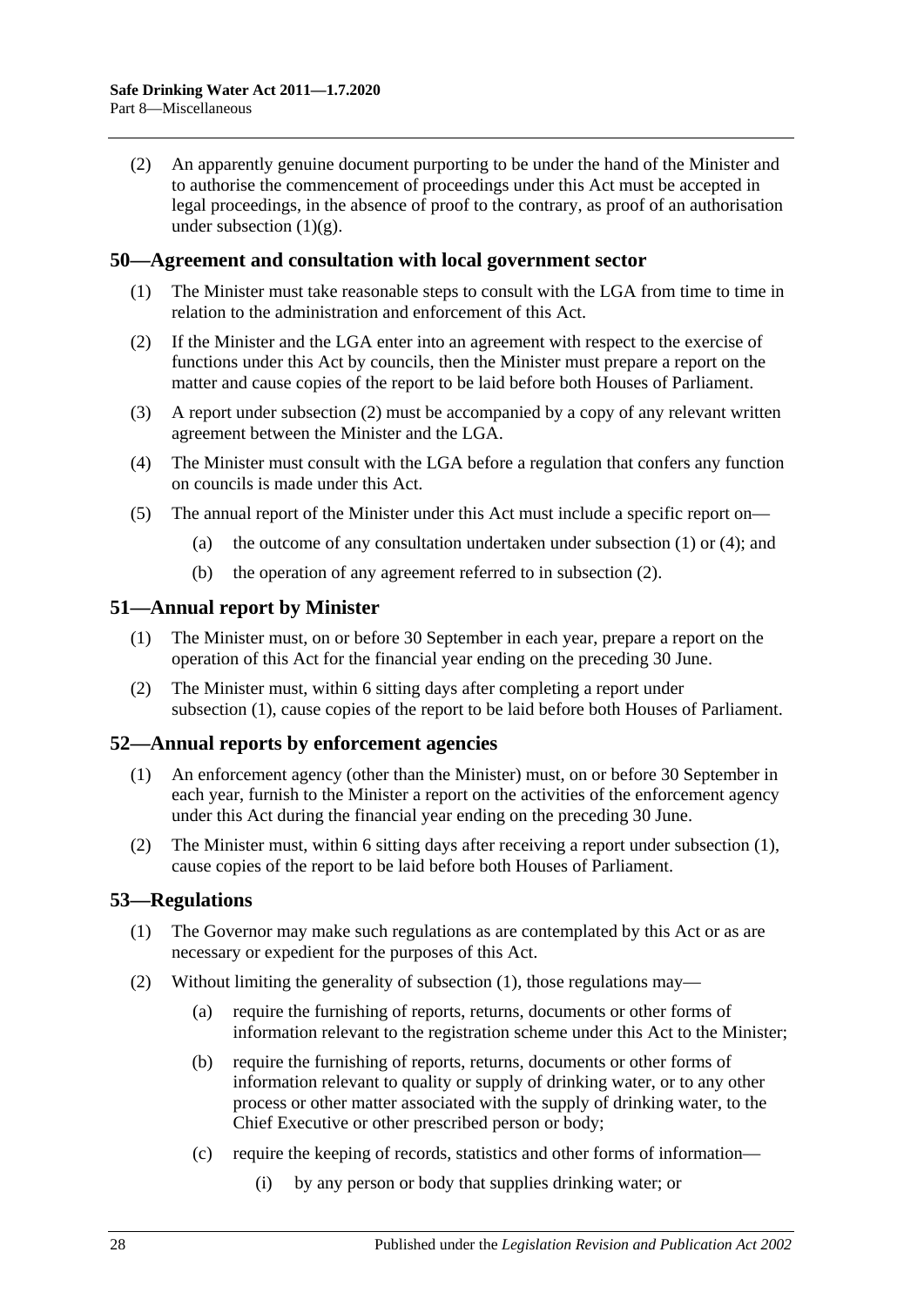(2) An apparently genuine document purporting to be under the hand of the Minister and to authorise the commencement of proceedings under this Act must be accepted in legal proceedings, in the absence of proof to the contrary, as proof of an authorisation under subsection (1)(g).

## 50—Agreement and consultation with local government sector

(1) The Minister must take reasonable steps to consult with the LGA from time to time in relation to the administration and enforcement of this Act.

(2) If the Minister and the LGA enter into an agreement with respect to the exercise of functions under this Act by councils, then the Minister must prepare a report on the matter and cause copies of the report to be laid before both Houses of Parliament.

(3) A report under subsection (2) must be accompanied by a copy of any relevant written agreement between the Minister and the LGA.

(4) The Minister must consult with the LGA before a regulation that confers any function on councils is made under this Act.

(5) The annual report of the Minister under this Act must include a specific report on—

(a) the outcome of any consultation undertaken under subsection (1) or (4); and

(b) the operation of any agreement referred to in subsection (2).

## 51—Annual report by Minister

(1) The Minister must, on or before 30 September in each year, prepare a report on the operation of this Act for the financial year ending on the preceding 30 June.

(2) The Minister must, within 6 sitting days after completing a report under subsection (1), cause copies of the report to be laid before both Houses of Parliament.

## 52—Annual reports by enforcement agencies

(1) An enforcement agency (other than the Minister) must, on or before 30 September in each year, furnish to the Minister a report on the activities of the enforcement agency under this Act during the financial year ending on the preceding 30 June.

(2) The Minister must, within 6 sitting days after receiving a report under subsection (1), cause copies of the report to be laid before both Houses of Parliament.

## 53—Regulations

(1) The Governor may make such regulations as are contemplated by this Act or as are necessary or expedient for the purposes of this Act.

(2) Without limiting the generality of subsection (1), those regulations may—

(a) require the furnishing of reports, returns, documents or other forms of information relevant to the registration scheme under this Act to the Minister;

(b) require the furnishing of reports, returns, documents or other forms of information relevant to quality or supply of drinking water, or to any other process or other matter associated with the supply of drinking water, to the Chief Executive or other prescribed person or body;

(c) require the keeping of records, statistics and other forms of information—

(i) by any person or body that supplies drinking water; or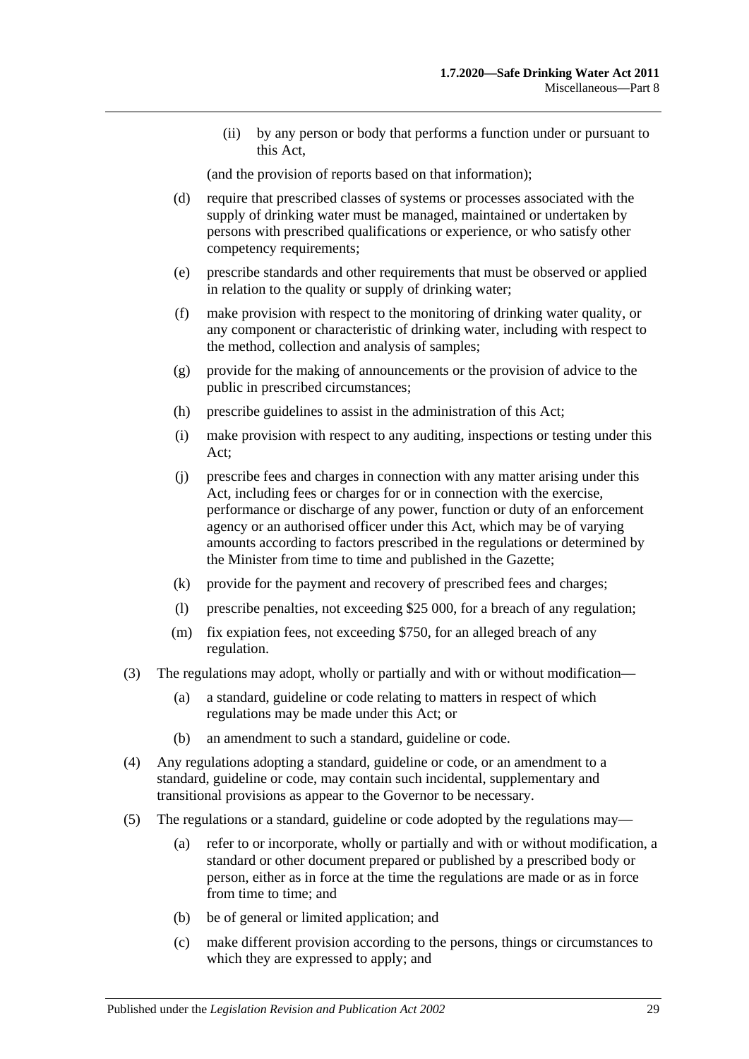(ii) by any person or body that performs a function under or pursuant to this Act,

(and the provision of reports based on that information);

(d) require that prescribed classes of systems or processes associated with the supply of drinking water must be managed, maintained or undertaken by persons with prescribed qualifications or experience, or who satisfy other competency requirements;

(e) prescribe standards and other requirements that must be observed or applied in relation to the quality or supply of drinking water;

(f) make provision with respect to the monitoring of drinking water quality, or any component or characteristic of drinking water, including with respect to the method, collection and analysis of samples;

(g) provide for the making of announcements or the provision of advice to the public in prescribed circumstances;

(h) prescribe guidelines to assist in the administration of this Act;

(i) make provision with respect to any auditing, inspections or testing under this Act;

(j) prescribe fees and charges in connection with any matter arising under this Act, including fees or charges for or in connection with the exercise, performance or discharge of any power, function or duty of an enforcement agency or an authorised officer under this Act, which may be of varying amounts according to factors prescribed in the regulations or determined by the Minister from time to time and published in the Gazette;

(k) provide for the payment and recovery of prescribed fees and charges;

(l) prescribe penalties, not exceeding $25 000, for a breach of any regulation;

(m) fix expiation fees, not exceeding $750, for an alleged breach of any regulation.

(3) The regulations may adopt, wholly or partially and with or without modification—

(a) a standard, guideline or code relating to matters in respect of which regulations may be made under this Act; or

(b) an amendment to such a standard, guideline or code.

(4) Any regulations adopting a standard, guideline or code, or an amendment to a standard, guideline or code, may contain such incidental, supplementary and transitional provisions as appear to the Governor to be necessary.

(5) The regulations or a standard, guideline or code adopted by the regulations may—

(a) refer to or incorporate, wholly or partially and with or without modification, a standard or other document prepared or published by a prescribed body or person, either as in force at the time the regulations are made or as in force from time to time; and

(b) be of general or limited application; and

(c) make different provision according to the persons, things or circumstances to which they are expressed to apply; and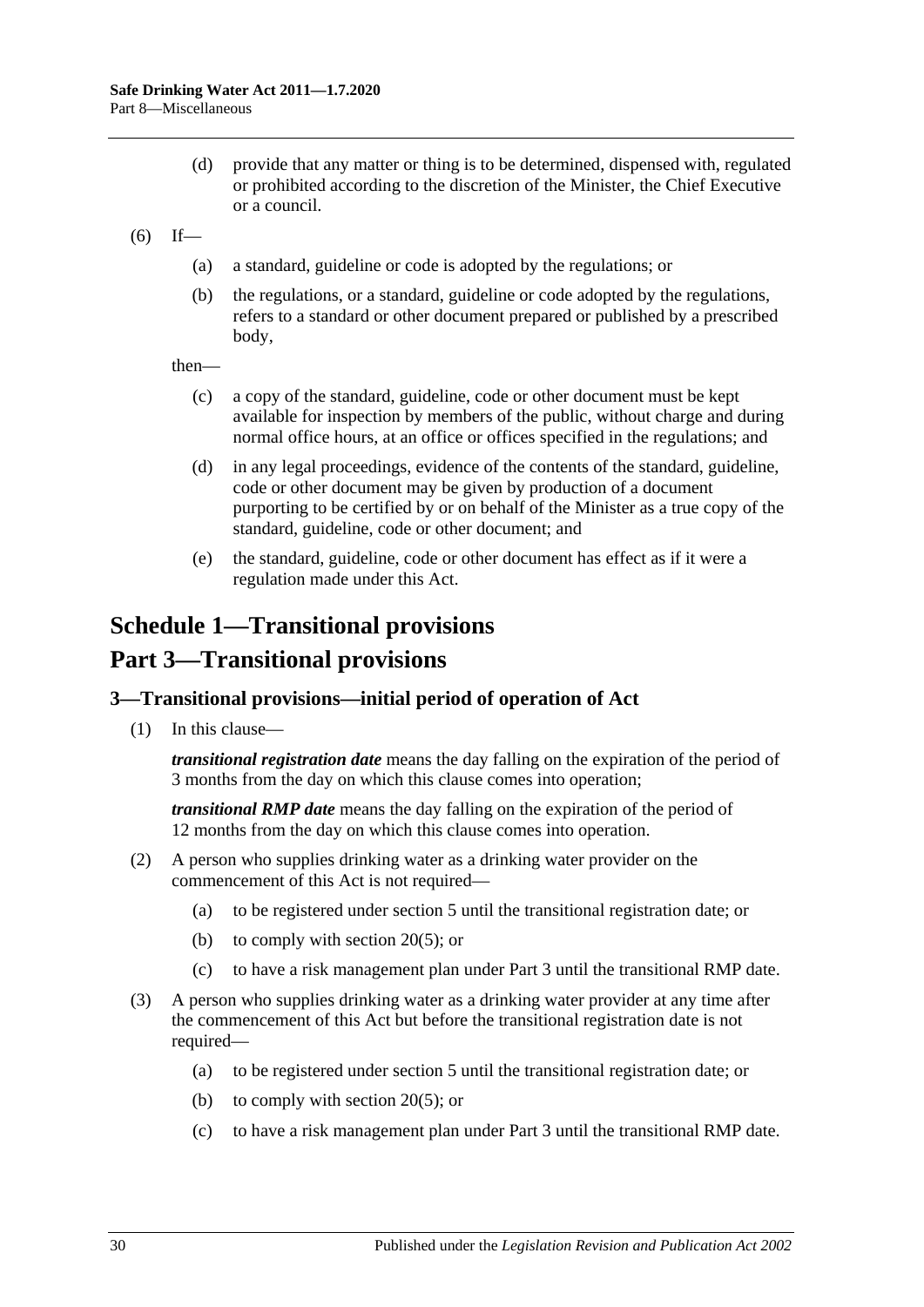(d) provide that any matter or thing is to be determined, dispensed with, regulated or prohibited according to the discretion of the Minister, the Chief Executive or a council.

(6) If—

(a) a standard, guideline or code is adopted by the regulations; or

(b) the regulations, or a standard, guideline or code adopted by the regulations, refers to a standard or other document prepared or published by a prescribed body,

then—

(c) a copy of the standard, guideline, code or other document must be kept available for inspection by members of the public, without charge and during normal office hours, at an office or offices specified in the regulations; and

(d) in any legal proceedings, evidence of the contents of the standard, guideline, code or other document may be given by production of a document purporting to be certified by or on behalf of the Minister as a true copy of the standard, guideline, code or other document; and

(e) the standard, guideline, code or other document has effect as if it were a regulation made under this Act.

# Schedule 1—Transitional provisions

# Part 3—Transitional provisions

## 3—Transitional provisions—initial period of operation of Act

(1) In this clause—

***transitional registration date*** means the day falling on the expiration of the period of 3 months from the day on which this clause comes into operation;

***transitional RMP date*** means the day falling on the expiration of the period of 12 months from the day on which this clause comes into operation.

(2) A person who supplies drinking water as a drinking water provider on the commencement of this Act is not required—

(a) to be registered under section 5 until the transitional registration date; or

(b) to comply with section 20(5); or

(c) to have a risk management plan under Part 3 until the transitional RMP date.

(3) A person who supplies drinking water as a drinking water provider at any time after the commencement of this Act but before the transitional registration date is not required—

(a) to be registered under section 5 until the transitional registration date; or

(b) to comply with section 20(5); or

(c) to have a risk management plan under Part 3 until the transitional RMP date.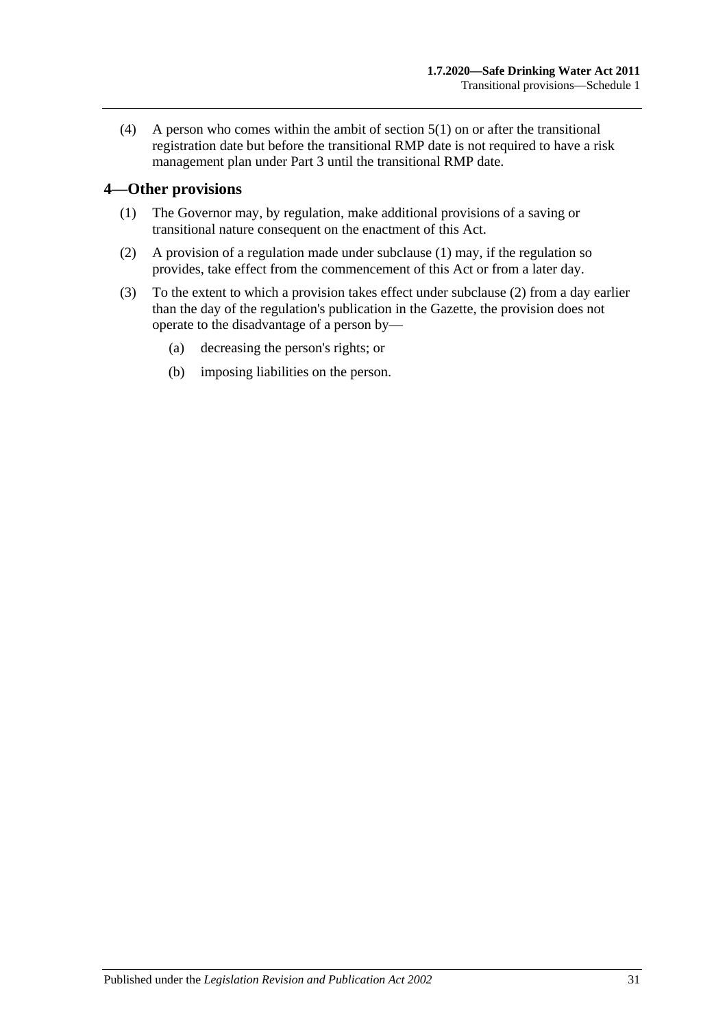(4) A person who comes within the ambit of section 5(1) on or after the transitional registration date but before the transitional RMP date is not required to have a risk management plan under Part 3 until the transitional RMP date.

## 4—Other provisions

(1) The Governor may, by regulation, make additional provisions of a saving or transitional nature consequent on the enactment of this Act.

(2) A provision of a regulation made under subclause (1) may, if the regulation so provides, take effect from the commencement of this Act or from a later day.

(3) To the extent to which a provision takes effect under subclause (2) from a day earlier than the day of the regulation's publication in the Gazette, the provision does not operate to the disadvantage of a person by—

- (a) decreasing the person's rights; or
- (b) imposing liabilities on the person.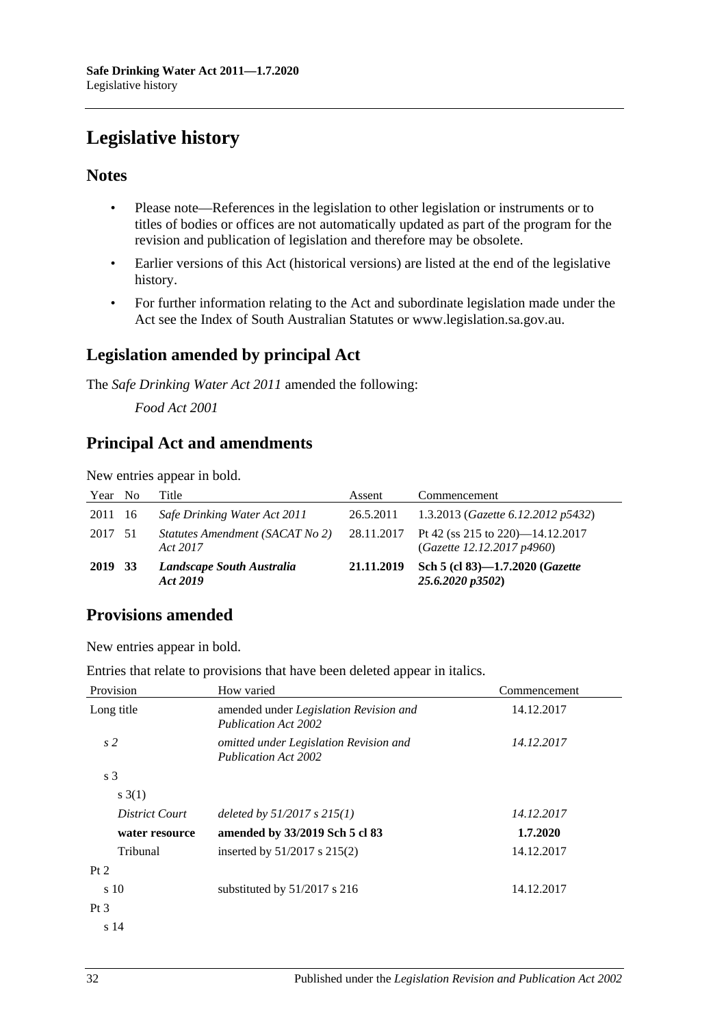# Legislative history

## Notes

- Please note—References in the legislation to other legislation or instruments or to titles of bodies or offices are not automatically updated as part of the program for the revision and publication of legislation and therefore may be obsolete.
- Earlier versions of this Act (historical versions) are listed at the end of the legislative history.
- For further information relating to the Act and subordinate legislation made under the Act see the Index of South Australian Statutes or www.legislation.sa.gov.au.

## Legislation amended by principal Act

The *Safe Drinking Water Act 2011* amended the following:

*Food Act 2001*

## Principal Act and amendments

New entries appear in bold.

| Year | No | Title | Assent | Commencement |
|---|---|---|---|---|
| 2011 | 16 | *Safe Drinking Water Act 2011* | 26.5.2011 | 1.3.2013 (*Gazette 6.12.2012 p5432*) |
| 2017 | 51 | *Statutes Amendment (SACAT No 2) Act 2017* | 28.11.2017 | Pt 42 (ss 215 to 220)—14.12.2017 (*Gazette 12.12.2017 p4960*) |
| **2019** | **33** | ***Landscape South Australia Act 2019*** | **21.11.2019** | **Sch 5 (cl 83)—1.7.2020 (*Gazette 25.6.2020 p3502*)** |

## Provisions amended

New entries appear in bold.

Entries that relate to provisions that have been deleted appear in italics.

| Provision | How varied | Commencement |
|---|---|---|
| Long title | amended under *Legislation Revision and Publication Act 2002* | 14.12.2017 |
| *s 2* | *omitted under Legislation Revision and Publication Act 2002* | *14.12.2017* |
| s 3 | | |
| s 3(1) | | |
| *District Court* | *deleted by 51/2017 s 215(1)* | *14.12.2017* |
| **water resource** | **amended by 33/2019 Sch 5 cl 83** | **1.7.2020** |
| Tribunal | inserted by 51/2017 s 215(2) | 14.12.2017 |
| Pt 2 | | |
| s 10 | substituted by 51/2017 s 216 | 14.12.2017 |
| Pt 3 | | |
| s 14 | | |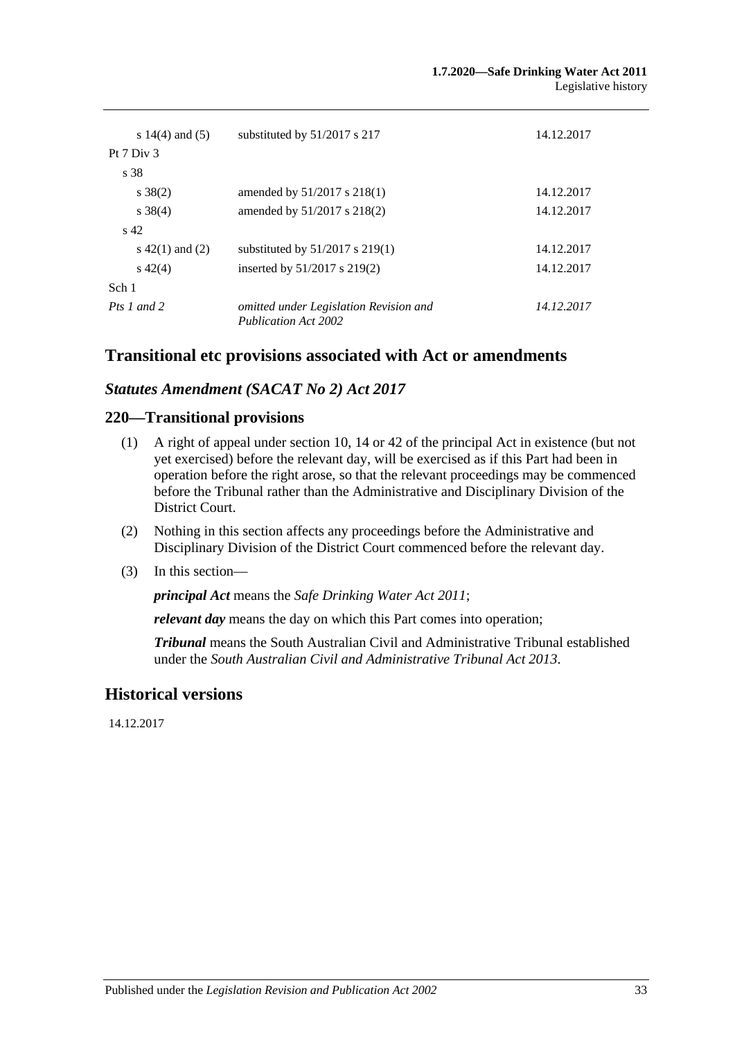| | | |
|---|---|---|
| s 14(4) and (5) | substituted by 51/2017 s 217 | 14.12.2017 |
| Pt 7 Div 3 | | |
| s 38 | | |
| s 38(2) | amended by 51/2017 s 218(1) | 14.12.2017 |
| s 38(4) | amended by 51/2017 s 218(2) | 14.12.2017 |
| s 42 | | |
| s 42(1) and (2) | substituted by 51/2017 s 219(1) | 14.12.2017 |
| s 42(4) | inserted by 51/2017 s 219(2) | 14.12.2017 |
| Sch 1 | | |
| *Pts 1 and 2* | *omitted under Legislation Revision and Publication Act 2002* | *14.12.2017* |

## Transitional etc provisions associated with Act or amendments

### *Statutes Amendment (SACAT No 2) Act 2017*

### 220—Transitional provisions

(1) A right of appeal under section 10, 14 or 42 of the principal Act in existence (but not yet exercised) before the relevant day, will be exercised as if this Part had been in operation before the right arose, so that the relevant proceedings may be commenced before the Tribunal rather than the Administrative and Disciplinary Division of the District Court.

(2) Nothing in this section affects any proceedings before the Administrative and Disciplinary Division of the District Court commenced before the relevant day.

(3) In this section—

***principal Act*** means the *Safe Drinking Water Act 2011*;

***relevant day*** means the day on which this Part comes into operation;

***Tribunal*** means the South Australian Civil and Administrative Tribunal established under the *South Australian Civil and Administrative Tribunal Act 2013*.

## Historical versions

14.12.2017